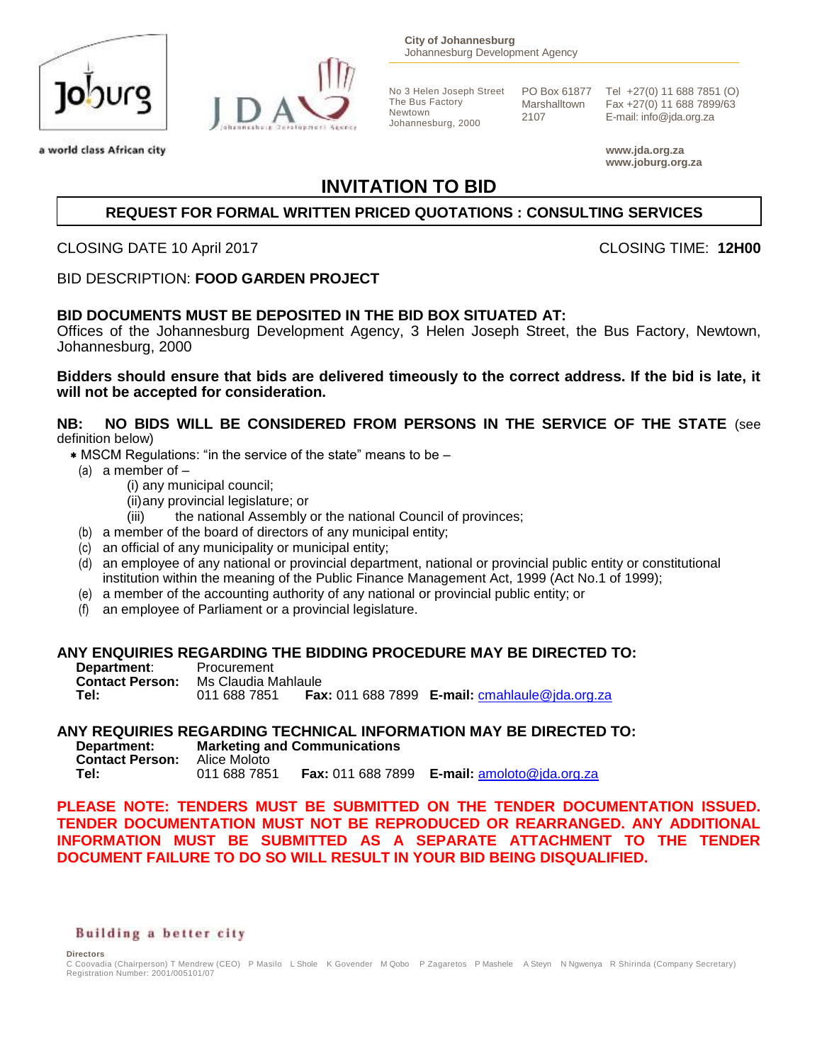City of Johannesburg
Johannesburg Development Agency

No 3 Helen Joseph Street
The Bus Factory
Newtown
Johannesburg, 2000

PO Box 61877
Marshalltown
2107

Tel +27(0) 11 688 7851 (O)
Fax +27(0) 11 688 7899/63
E-mail: info@jda.org.za

a world class African city

www.jda.org.za
www.joburg.org.za

# INVITATION TO BID

## REQUEST FOR FORMAL WRITTEN PRICED QUOTATIONS : CONSULTING SERVICES

CLOSING DATE 10 April 2017 CLOSING TIME: **12H00**

BID DESCRIPTION: **FOOD GARDEN PROJECT**

**BID DOCUMENTS MUST BE DEPOSITED IN THE BID BOX SITUATED AT:**
Offices of the Johannesburg Development Agency, 3 Helen Joseph Street, the Bus Factory, Newtown, Johannesburg, 2000

**Bidders should ensure that bids are delivered timeously to the correct address. If the bid is late, it will not be accepted for consideration.**

**NB: NO BIDS WILL BE CONSIDERED FROM PERSONS IN THE SERVICE OF THE STATE** (see definition below)

* MSCM Regulations: "in the service of the state" means to be –
  - (a) a member of –
    - (i) any municipal council;
    - (ii) any provincial legislature; or
    - (iii) the national Assembly or the national Council of provinces;
  - (b) a member of the board of directors of any municipal entity;
  - (c) an official of any municipality or municipal entity;
  - (d) an employee of any national or provincial department, national or provincial public entity or constitutional institution within the meaning of the Public Finance Management Act, 1999 (Act No.1 of 1999);
  - (e) a member of the accounting authority of any national or provincial public entity; or
  - (f) an employee of Parliament or a provincial legislature.

**ANY ENQUIRIES REGARDING THE BIDDING PROCEDURE MAY BE DIRECTED TO:**

**Department**: Procurement
**Contact Person:** Ms Claudia Mahlaule
**Tel:** 011 688 7851 **Fax:** 011 688 7899 **E-mail:** cmahlaule@jda.org.za

**ANY REQUIRIES REGARDING TECHNICAL INFORMATION MAY BE DIRECTED TO:**

**Department:** **Marketing and Communications**
**Contact Person:** Alice Moloto
**Tel:** 011 688 7851 **Fax:** 011 688 7899 **E-mail:** amoloto@jda.org.za

**PLEASE NOTE: TENDERS MUST BE SUBMITTED ON THE TENDER DOCUMENTATION ISSUED. TENDER DOCUMENTATION MUST NOT BE REPRODUCED OR REARRANGED. ANY ADDITIONAL INFORMATION MUST BE SUBMITTED AS A SEPARATE ATTACHMENT TO THE TENDER DOCUMENT FAILURE TO DO SO WILL RESULT IN YOUR BID BEING DISQUALIFIED.**

Building a better city

Directors
C Coovadia (Chairperson) T Mendrew (CEO) P Masilo L Shole K Govender M Qobo P Zagaretos P Mashele A Steyn N Ngwenya R Shirinda (Company Secretary)
Registration Number: 2001/005101/07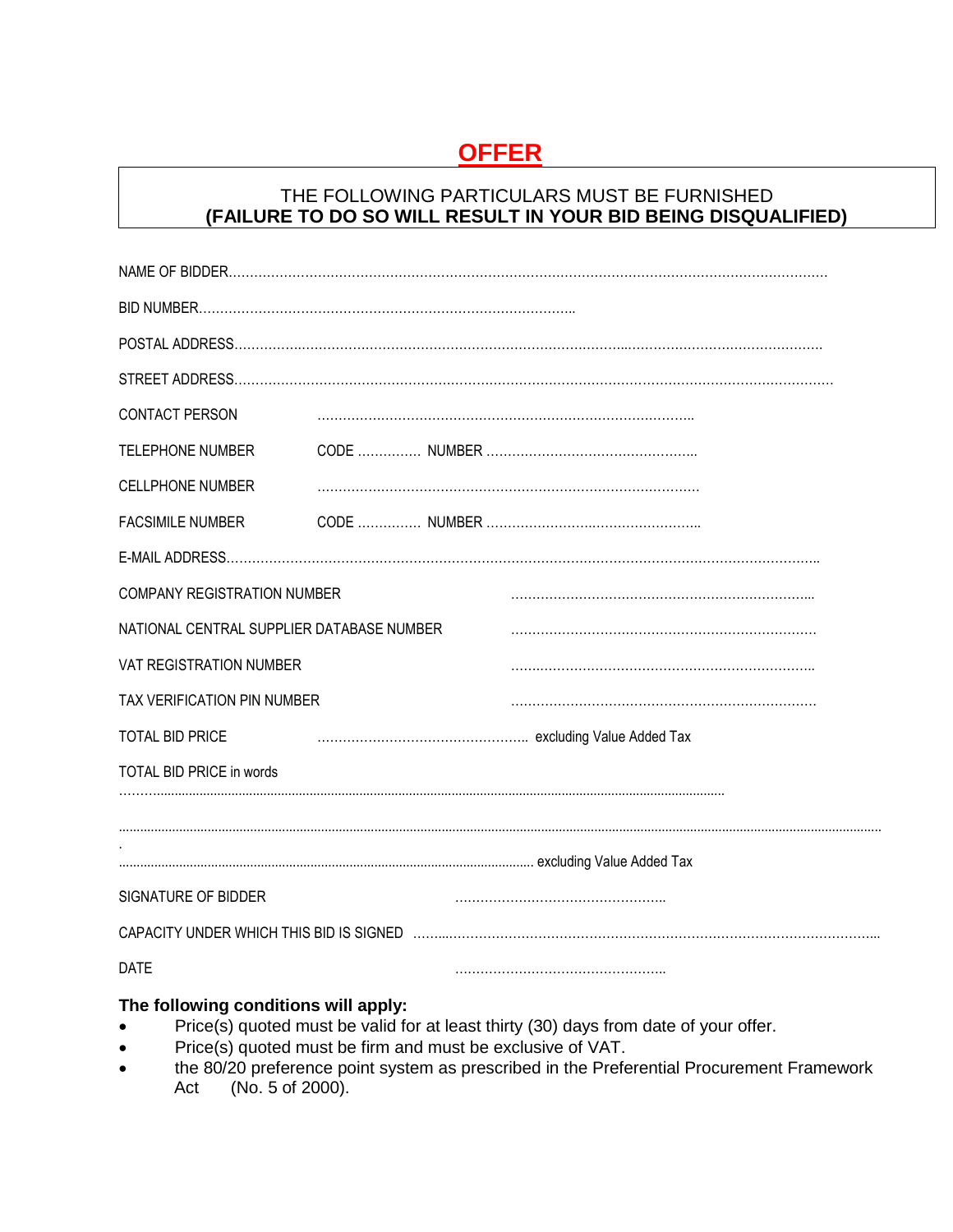# OFFER

THE FOLLOWING PARTICULARS MUST BE FURNISHED
**(FAILURE TO DO SO WILL RESULT IN YOUR BID BEING DISQUALIFIED)**

NAME OF BIDDER………………………………………………………………………………………………………………………

BID NUMBER……………………………………………………………………………..

POSTAL ADDRESS……………………………………………………………………………………………………………………

STREET ADDRESS………………………………………………………………………………………………………………………

CONTACT PERSON ……………………………………………………………………………..

TELEPHONE NUMBER CODE …………… NUMBER …………………………………………..

CELLPHONE NUMBER ………………………………………………………………………………

FACSIMILE NUMBER CODE …………… NUMBER …………………………………………..

E-MAIL ADDRESS………………………………………………………………………………………………………………….

COMPANY REGISTRATION NUMBER ………………………………………………………………...

NATIONAL CENTRAL SUPPLIER DATABASE NUMBER ………………………………………………………………

VAT REGISTRATION NUMBER ……………………………………………………………..

TAX VERIFICATION PIN NUMBER ………………………………………………………………

TOTAL BID PRICE ………………………………………….. excluding Value Added Tax

TOTAL BID PRICE in words

……………………………………………………………………………………………………………………………………

……………………………………………………………………………………………………………………………………………

……………………………………………………………………………………… excluding Value Added Tax

SIGNATURE OF BIDDER …………………………………………..

CAPACITY UNDER WHICH THIS BID IS SIGNED ………………………………………………………………………………………..

DATE …………………………………………..

**The following conditions will apply:**

- Price(s) quoted must be valid for at least thirty (30) days from date of your offer.
- Price(s) quoted must be firm and must be exclusive of VAT.
- the 80/20 preference point system as prescribed in the Preferential Procurement Framework Act (No. 5 of 2000).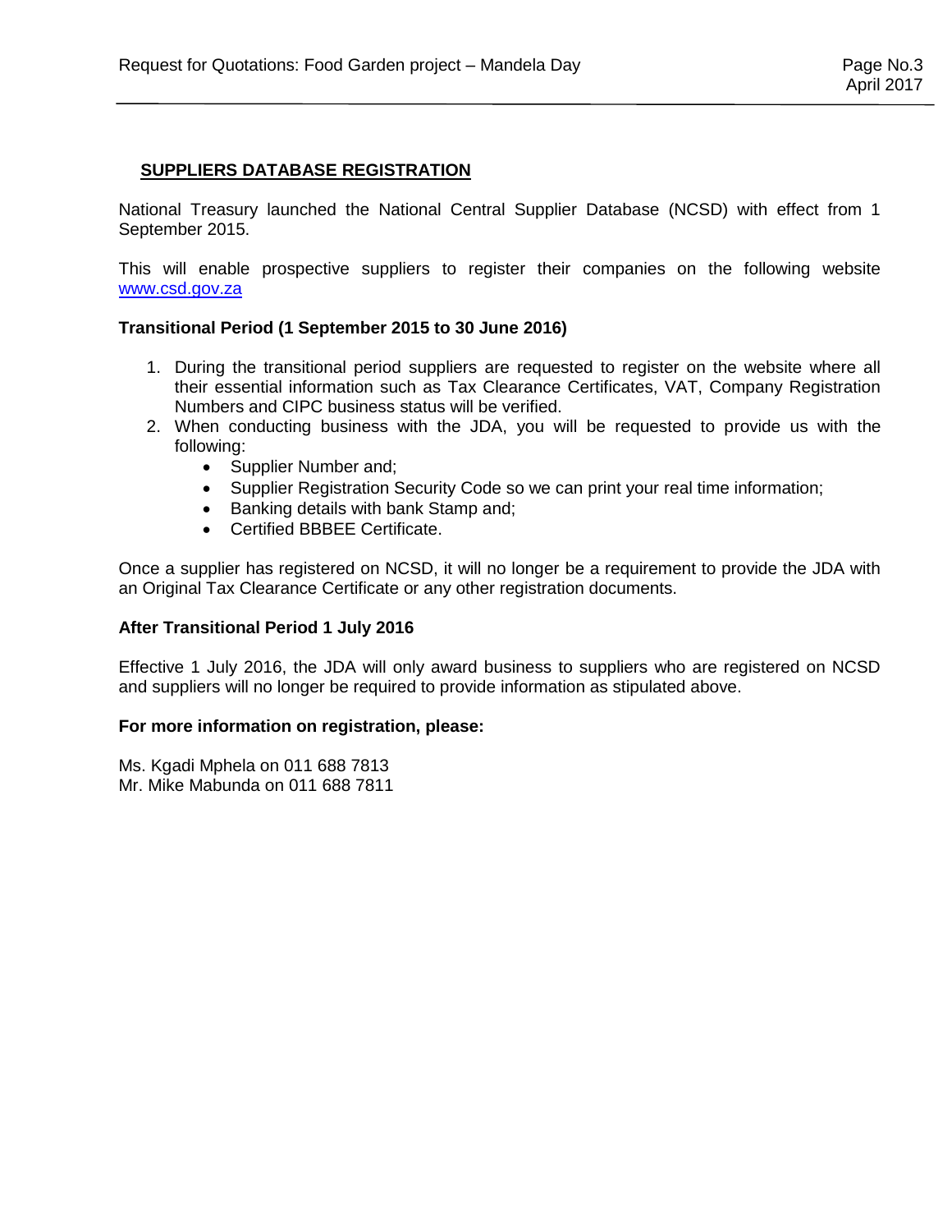## SUPPLIERS DATABASE REGISTRATION

National Treasury launched the National Central Supplier Database (NCSD) with effect from 1 September 2015.

This will enable prospective suppliers to register their companies on the following website [www.csd.gov.za](http://www.csd.gov.za)

### Transitional Period (1 September 2015 to 30 June 2016)

1. During the transitional period suppliers are requested to register on the website where all their essential information such as Tax Clearance Certificates, VAT, Company Registration Numbers and CIPC business status will be verified.
2. When conducting business with the JDA, you will be requested to provide us with the following:
    - Supplier Number and;
    - Supplier Registration Security Code so we can print your real time information;
    - Banking details with bank Stamp and;
    - Certified BBBEE Certificate.

Once a supplier has registered on NCSD, it will no longer be a requirement to provide the JDA with an Original Tax Clearance Certificate or any other registration documents.

### After Transitional Period 1 July 2016

Effective 1 July 2016, the JDA will only award business to suppliers who are registered on NCSD and suppliers will no longer be required to provide information as stipulated above.

### For more information on registration, please:

Ms. Kgadi Mphela on 011 688 7813
Mr. Mike Mabunda on 011 688 7811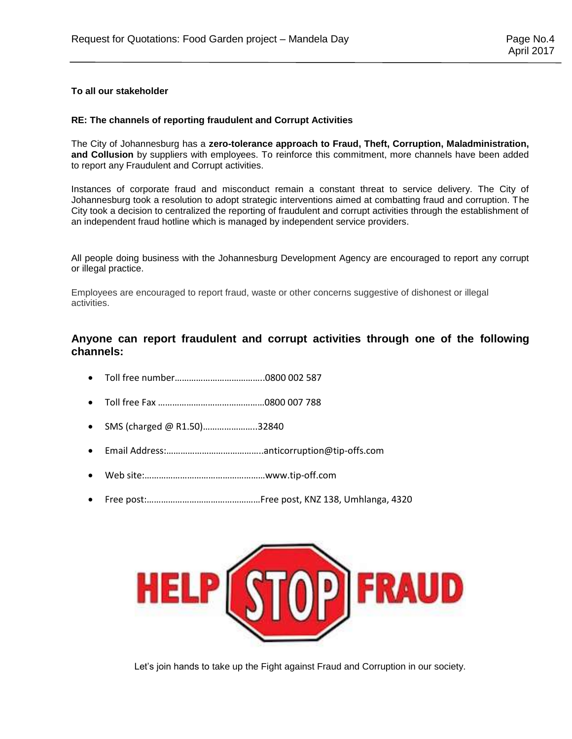**To all our stakeholder**

**RE: The channels of reporting fraudulent and Corrupt Activities**

The City of Johannesburg has a **zero-tolerance approach to Fraud, Theft, Corruption, Maladministration, and Collusion** by suppliers with employees. To reinforce this commitment, more channels have been added to report any Fraudulent and Corrupt activities.

Instances of corporate fraud and misconduct remain a constant threat to service delivery. The City of Johannesburg took a resolution to adopt strategic interventions aimed at combatting fraud and corruption. The City took a decision to centralized the reporting of fraudulent and corrupt activities through the establishment of an independent fraud hotline which is managed by independent service providers.

All people doing business with the Johannesburg Development Agency are encouraged to report any corrupt or illegal practice.

Employees are encouraged to report fraud, waste or other concerns suggestive of dishonest or illegal activities.

## Anyone can report fraudulent and corrupt activities through one of the following channels:

- Toll free number……………………………….0800 002 587
- Toll free Fax ………………………………………0800 007 788
- SMS (charged @ R1.50)…………………..32840
- Email Address:…………………………………..anticorruption@tip-offs.com
- Web site:……………………………………………www.tip-off.com
- Free post:…………………………………………Free post, KNZ 138, Umhlanga, 4320

HELP STOP FRAUD

Let's join hands to take up the Fight against Fraud and Corruption in our society.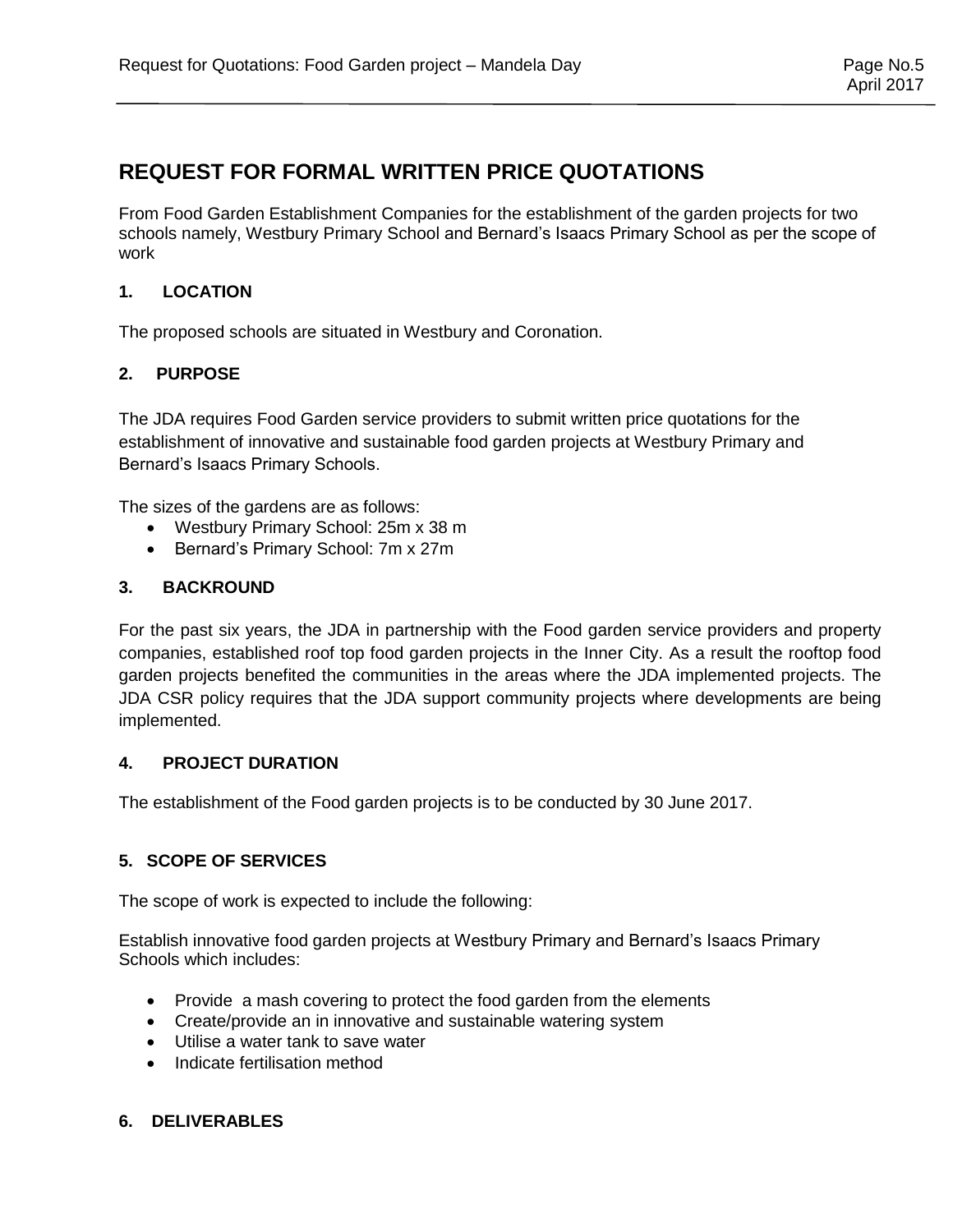# REQUEST FOR FORMAL WRITTEN PRICE QUOTATIONS

From Food Garden Establishment Companies for the establishment of the garden projects for two schools namely, Westbury Primary School and Bernard's Isaacs Primary School as per the scope of work

## 1. LOCATION

The proposed schools are situated in Westbury and Coronation.

## 2. PURPOSE

The JDA requires Food Garden service providers to submit written price quotations for the establishment of innovative and sustainable food garden projects at Westbury Primary and Bernard's Isaacs Primary Schools.

The sizes of the gardens are as follows:

- Westbury Primary School: 25m x 38 m
- Bernard's Primary School: 7m x 27m

## 3. BACKROUND

For the past six years, the JDA in partnership with the Food garden service providers and property companies, established roof top food garden projects in the Inner City. As a result the rooftop food garden projects benefited the communities in the areas where the JDA implemented projects. The JDA CSR policy requires that the JDA support community projects where developments are being implemented.

## 4. PROJECT DURATION

The establishment of the Food garden projects is to be conducted by 30 June 2017.

## 5. SCOPE OF SERVICES

The scope of work is expected to include the following:

Establish innovative food garden projects at Westbury Primary and Bernard's Isaacs Primary Schools which includes:

- Provide a mash covering to protect the food garden from the elements
- Create/provide an in innovative and sustainable watering system
- Utilise a water tank to save water
- Indicate fertilisation method

## 6. DELIVERABLES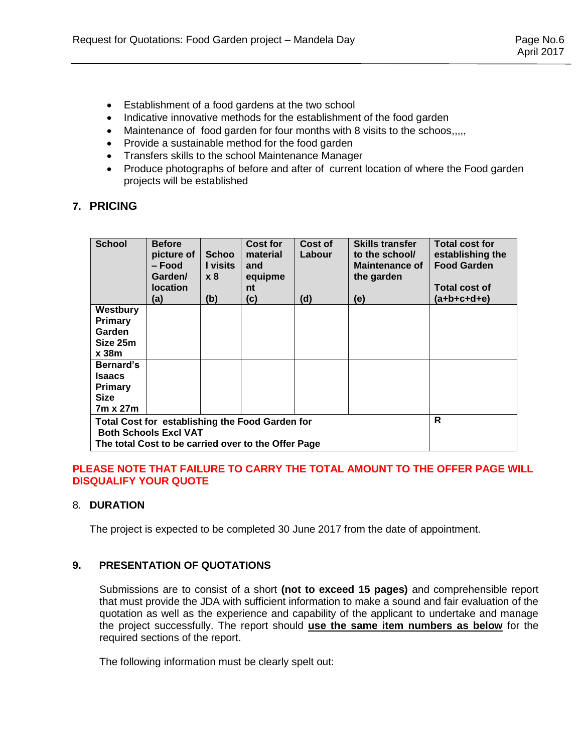- Establishment of a food gardens at the two school
- Indicative innovative methods for the establishment of the food garden
- Maintenance of food garden for four months with 8 visits to the schoos,,,,,
- Provide a sustainable method for the food garden
- Transfers skills to the school Maintenance Manager
- Produce photographs of before and after of current location of where the Food garden projects will be established

## 7. PRICING

| School | Before picture of – Food Garden/ location (a) | School visits x 8 (b) | Cost for material and equipment (c) | Cost of Labour (d) | Skills transfer to the school/ Maintenance of the garden (e) | Total cost for establishing the Food Garden Total cost of (a+b+c+d+e) |
|---|---|---|---|---|---|---|
| **Westbury Primary Garden Size 25m x 38m** | | | | | | |
| **Bernard's Isaacs Primary Size 7m x 27m** | | | | | | |
| **Total Cost for establishing the Food Garden for Both Schools Excl VAT The total Cost to be carried over to the Offer Page** | | | | | | **R** |

**PLEASE NOTE THAT FAILURE TO CARRY THE TOTAL AMOUNT TO THE OFFER PAGE WILL DISQUALIFY YOUR QUOTE**

## 8. DURATION

The project is expected to be completed 30 June 2017 from the date of appointment.

## 9. PRESENTATION OF QUOTATIONS

Submissions are to consist of a short **(not to exceed 15 pages)** and comprehensible report that must provide the JDA with sufficient information to make a sound and fair evaluation of the quotation as well as the experience and capability of the applicant to undertake and manage the project successfully. The report should **use the same item numbers as below** for the required sections of the report.

The following information must be clearly spelt out: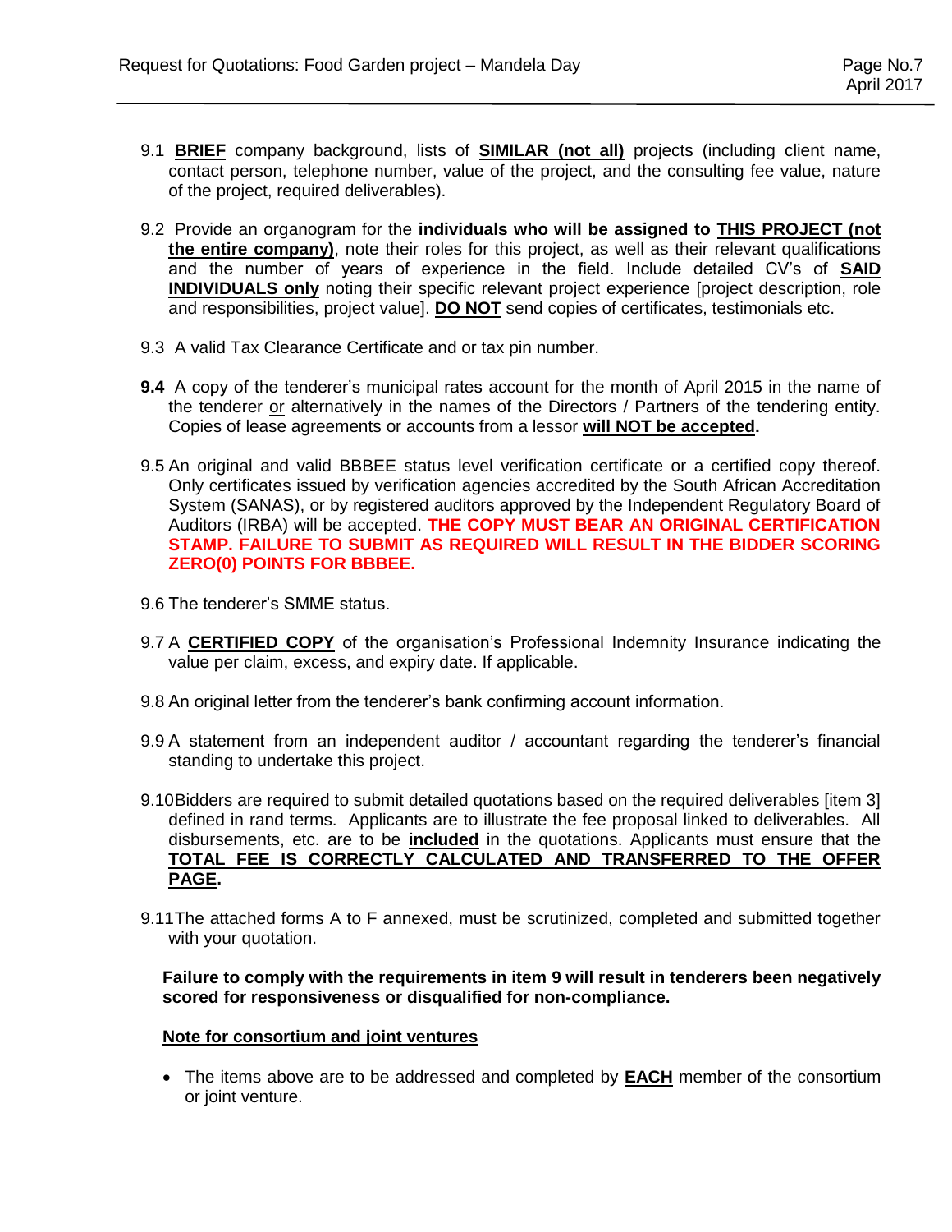9.1 **<u>BRIEF</u>** company background, lists of **<u>SIMILAR (not all)</u>** projects (including client name, contact person, telephone number, value of the project, and the consulting fee value, nature of the project, required deliverables).

9.2 Provide an organogram for the **individuals who will be assigned to <u>THIS PROJECT (not the entire company)</u>**, note their roles for this project, as well as their relevant qualifications and the number of years of experience in the field. Include detailed CV's of **<u>SAID INDIVIDUALS only</u>** noting their specific relevant project experience [project description, role and responsibilities, project value]. **<u>DO NOT</u>** send copies of certificates, testimonials etc.

9.3 A valid Tax Clearance Certificate and or tax pin number.

**9.4** A copy of the tenderer's municipal rates account for the month of April 2015 in the name of the tenderer <u>or</u> alternatively in the names of the Directors / Partners of the tendering entity. Copies of lease agreements or accounts from a lessor **<u>will NOT be accepted</u>.**

9.5 An original and valid BBBEE status level verification certificate or a certified copy thereof. Only certificates issued by verification agencies accredited by the South African Accreditation System (SANAS), or by registered auditors approved by the Independent Regulatory Board of Auditors (IRBA) will be accepted. **THE COPY MUST BEAR AN ORIGINAL CERTIFICATION STAMP. FAILURE TO SUBMIT AS REQUIRED WILL RESULT IN THE BIDDER SCORING ZERO(0) POINTS FOR BBBEE.**

9.6 The tenderer's SMME status.

9.7 A **<u>CERTIFIED COPY</u>** of the organisation's Professional Indemnity Insurance indicating the value per claim, excess, and expiry date. If applicable.

9.8 An original letter from the tenderer's bank confirming account information.

9.9 A statement from an independent auditor / accountant regarding the tenderer's financial standing to undertake this project.

9.10 Bidders are required to submit detailed quotations based on the required deliverables [item 3] defined in rand terms. Applicants are to illustrate the fee proposal linked to deliverables. All disbursements, etc. are to be **<u>included</u>** in the quotations. Applicants must ensure that the **<u>TOTAL FEE IS CORRECTLY CALCULATED AND TRANSFERRED TO THE OFFER PAGE</u>.**

9.11 The attached forms A to F annexed, must be scrutinized, completed and submitted together with your quotation.

**Failure to comply with the requirements in item 9 will result in tenderers been negatively scored for responsiveness or disqualified for non-compliance.**

**<u>Note for consortium and joint ventures</u>**

- The items above are to be addressed and completed by **<u>EACH</u>** member of the consortium or joint venture.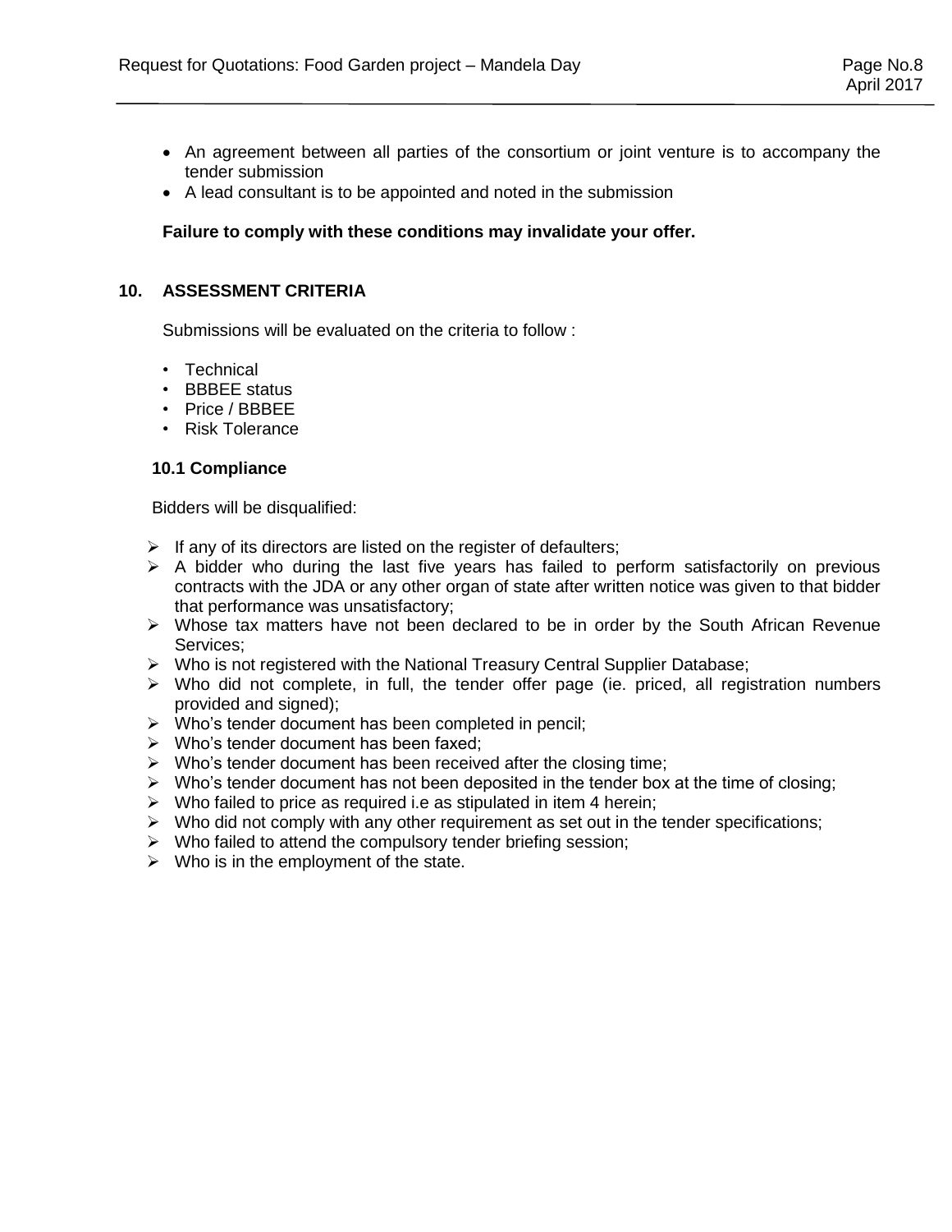- An agreement between all parties of the consortium or joint venture is to accompany the tender submission
- A lead consultant is to be appointed and noted in the submission

**Failure to comply with these conditions may invalidate your offer.**

## 10. ASSESSMENT CRITERIA

Submissions will be evaluated on the criteria to follow :

- Technical
- BBBEE status
- Price / BBBEE
- Risk Tolerance

### 10.1 Compliance

Bidders will be disqualified:

- If any of its directors are listed on the register of defaulters;
- A bidder who during the last five years has failed to perform satisfactorily on previous contracts with the JDA or any other organ of state after written notice was given to that bidder that performance was unsatisfactory;
- Whose tax matters have not been declared to be in order by the South African Revenue Services;
- Who is not registered with the National Treasury Central Supplier Database;
- Who did not complete, in full, the tender offer page (ie. priced, all registration numbers provided and signed);
- Who's tender document has been completed in pencil;
- Who's tender document has been faxed;
- Who's tender document has been received after the closing time;
- Who's tender document has not been deposited in the tender box at the time of closing;
- Who failed to price as required i.e as stipulated in item 4 herein;
- Who did not comply with any other requirement as set out in the tender specifications;
- Who failed to attend the compulsory tender briefing session;
- Who is in the employment of the state.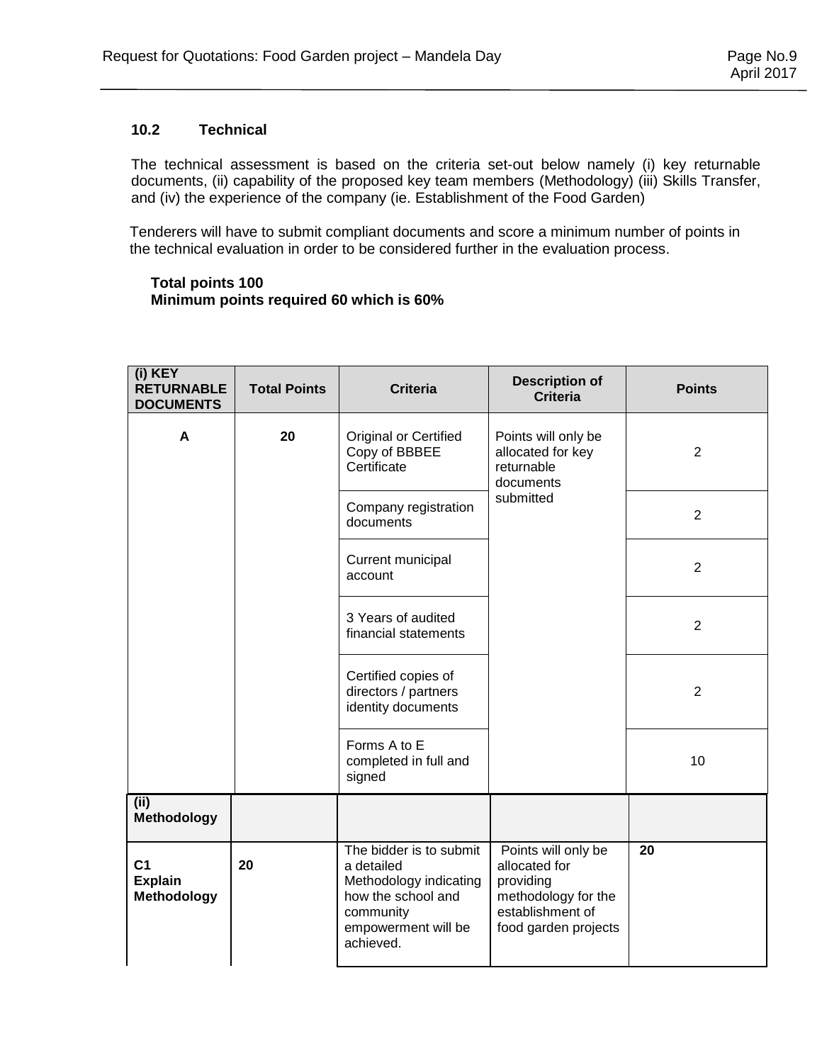### 10.2 Technical

The technical assessment is based on the criteria set-out below namely (i) key returnable documents, (ii) capability of the proposed key team members (Methodology) (iii) Skills Transfer, and (iv) the experience of the company (ie. Establishment of the Food Garden)

Tenderers will have to submit compliant documents and score a minimum number of points in the technical evaluation in order to be considered further in the evaluation process.

**Total points 100**
**Minimum points required 60 which is 60%**

| (i) KEY RETURNABLE DOCUMENTS | Total Points | Criteria | Description of Criteria | Points |
|---|---|---|---|---|
| A | 20 | Original or Certified Copy of BBBEE Certificate | Points will only be allocated for key returnable documents submitted | 2 |
| | | Company registration documents | | 2 |
| | | Current municipal account | | 2 |
| | | 3 Years of audited financial statements | | 2 |
| | | Certified copies of directors / partners identity documents | | 2 |
| | | Forms A to E completed in full and signed | | 10 |
| **(ii) Methodology** | | | | |
| **C1 Explain Methodology** | 20 | The bidder is to submit a detailed Methodology indicating how the school and community empowerment will be achieved. | Points will only be allocated for providing methodology for the establishment of food garden projects | **20** |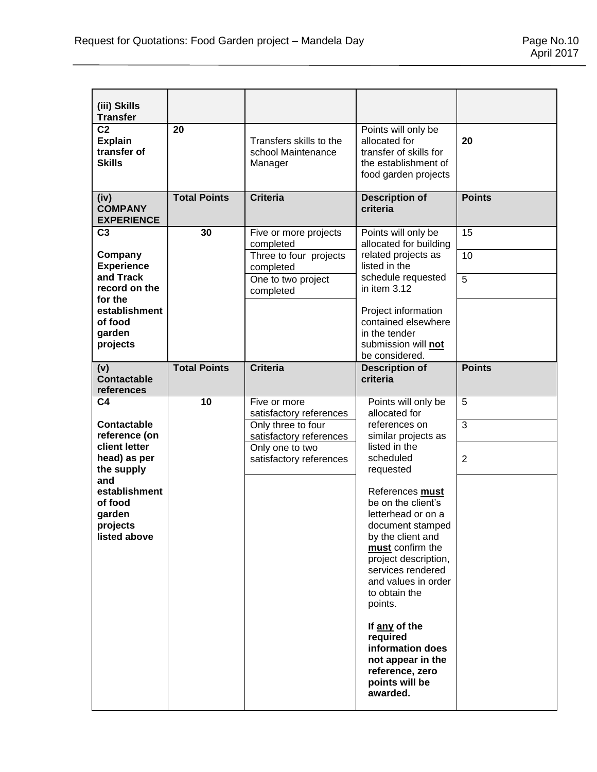| (iii) Skills Transfer | | | | |
|---|---|---|---|---|
| **C2 Explain transfer of Skills** | **20** | Transfers skills to the school Maintenance Manager | Points will only be allocated for transfer of skills for the establishment of food garden projects | **20** |
| **(iv) COMPANY EXPERIENCE** | **Total Points** | **Criteria** | **Description of criteria** | **Points** |
| **C3** **Company Experience and Track record on the for the establishment of food garden projects** | **30** | Five or more projects completed | Points will only be allocated for building related projects as listed in the schedule requested in item 3.12 | 15 |
| | | Three to four projects completed | | 10 |
| | | One to two project completed | | 5 |
| | | | Project information contained elsewhere in the tender submission will **not** be considered. | |
| **(v) Contactable references** | **Total Points** | **Criteria** | **Description of criteria** | **Points** |
| **C4** **Contactable reference (on client letter head) as per the supply and establishment of food garden projects listed above** | **10** | Five or more satisfactory references | Points will only be allocated for references on similar projects as listed in the scheduled requested | 5 |
| | | Only three to four satisfactory references | | 3 |
| | | Only one to two satisfactory references | | 2 |
| | | | References **must** be on the client's letterhead or on a document stamped by the client and **must** confirm the project description, services rendered and values in order to obtain the points. **If any of the required information does not appear in the reference, zero points will be awarded.** | |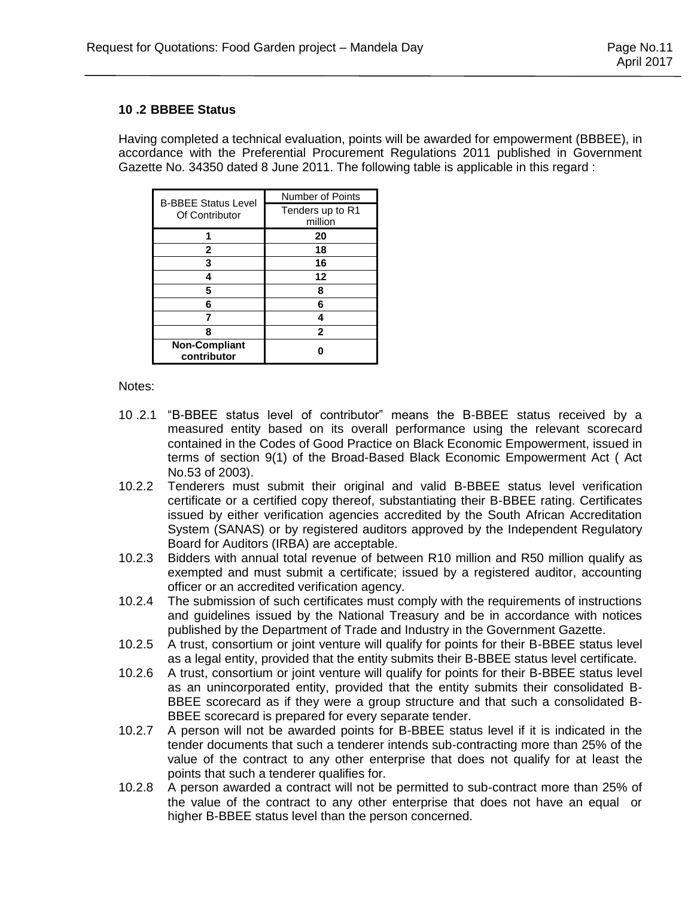### 10 .2 BBBEE Status

Having completed a technical evaluation, points will be awarded for empowerment (BBBEE), in accordance with the Preferential Procurement Regulations 2011 published in Government Gazette No. 34350 dated 8 June 2011. The following table is applicable in this regard :

| B-BBEE Status Level Of Contributor | Number of Points |
|---|---|
| | Tenders up to R1 million |
| **1** | **20** |
| **2** | **18** |
| **3** | **16** |
| **4** | **12** |
| **5** | **8** |
| **6** | **6** |
| **7** | **4** |
| **8** | **2** |
| **Non-Compliant contributor** | **0** |

Notes:

10 .2.1 "B-BBEE status level of contributor" means the B-BBEE status received by a measured entity based on its overall performance using the relevant scorecard contained in the Codes of Good Practice on Black Economic Empowerment, issued in terms of section 9(1) of the Broad-Based Black Economic Empowerment Act ( Act No.53 of 2003).

10.2.2 Tenderers must submit their original and valid B-BBEE status level verification certificate or a certified copy thereof, substantiating their B-BBEE rating. Certificates issued by either verification agencies accredited by the South African Accreditation System (SANAS) or by registered auditors approved by the Independent Regulatory Board for Auditors (IRBA) are acceptable.

10.2.3 Bidders with annual total revenue of between R10 million and R50 million qualify as exempted and must submit a certificate; issued by a registered auditor, accounting officer or an accredited verification agency.

10.2.4 The submission of such certificates must comply with the requirements of instructions and guidelines issued by the National Treasury and be in accordance with notices published by the Department of Trade and Industry in the Government Gazette.

10.2.5 A trust, consortium or joint venture will qualify for points for their B-BBEE status level as a legal entity, provided that the entity submits their B-BBEE status level certificate.

10.2.6 A trust, consortium or joint venture will qualify for points for their B-BBEE status level as an unincorporated entity, provided that the entity submits their consolidated B-BBEE scorecard as if they were a group structure and that such a consolidated B-BBEE scorecard is prepared for every separate tender.

10.2.7 A person will not be awarded points for B-BBEE status level if it is indicated in the tender documents that such a tenderer intends sub-contracting more than 25% of the value of the contract to any other enterprise that does not qualify for at least the points that such a tenderer qualifies for.

10.2.8 A person awarded a contract will not be permitted to sub-contract more than 25% of the value of the contract to any other enterprise that does not have an equal or higher B-BBEE status level than the person concerned.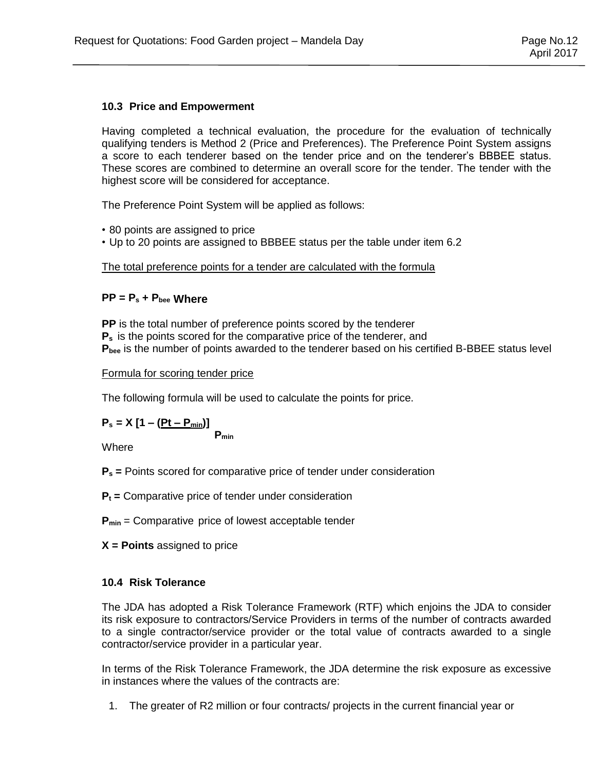### 10.3 Price and Empowerment

Having completed a technical evaluation, the procedure for the evaluation of technically qualifying tenders is Method 2 (Price and Preferences). The Preference Point System assigns a score to each tenderer based on the tender price and on the tenderer's BBBEE status. These scores are combined to determine an overall score for the tender. The tender with the highest score will be considered for acceptance.

The Preference Point System will be applied as follows:

- 80 points are assigned to price
- Up to 20 points are assigned to BBBEE status per the table under item 6.2

The total preference points for a tender are calculated with the formula

**$PP = P_s + P_{bee}$ Where**

**PP** is the total number of preference points scored by the tenderer
**$P_s$** is the points scored for the comparative price of the tenderer, and
**$P_{bee}$** is the number of points awarded to the tenderer based on his certified B-BBEE status level

Formula for scoring tender price

The following formula will be used to calculate the points for price.

$$P_s = X \left[1 - \frac{(Pt - P_{min})}{P_{min}}\right]$$

Where

**$P_s$ =** Points scored for comparative price of tender under consideration

**$P_t$ =** Comparative price of tender under consideration

**$P_{min}$** = Comparative price of lowest acceptable tender

**X = Points** assigned to price

### 10.4 Risk Tolerance

The JDA has adopted a Risk Tolerance Framework (RTF) which enjoins the JDA to consider its risk exposure to contractors/Service Providers in terms of the number of contracts awarded to a single contractor/service provider or the total value of contracts awarded to a single contractor/service provider in a particular year.

In terms of the Risk Tolerance Framework, the JDA determine the risk exposure as excessive in instances where the values of the contracts are:

1. The greater of R2 million or four contracts/ projects in the current financial year or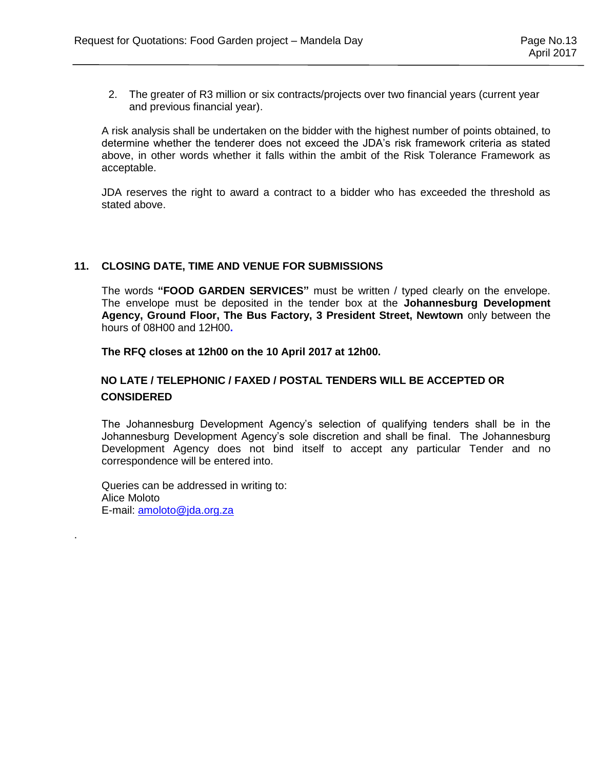2. The greater of R3 million or six contracts/projects over two financial years (current year and previous financial year).

A risk analysis shall be undertaken on the bidder with the highest number of points obtained, to determine whether the tenderer does not exceed the JDA's risk framework criteria as stated above, in other words whether it falls within the ambit of the Risk Tolerance Framework as acceptable.

JDA reserves the right to award a contract to a bidder who has exceeded the threshold as stated above.

## 11. CLOSING DATE, TIME AND VENUE FOR SUBMISSIONS

The words **"FOOD GARDEN SERVICES"** must be written / typed clearly on the envelope. The envelope must be deposited in the tender box at the **Johannesburg Development Agency, Ground Floor, The Bus Factory, 3 President Street, Newtown** only between the hours of 08H00 and 12H00.

**The RFQ closes at 12h00 on the 10 April 2017 at 12h00.**

**NO LATE / TELEPHONIC / FAXED / POSTAL TENDERS WILL BE ACCEPTED OR CONSIDERED**

The Johannesburg Development Agency's selection of qualifying tenders shall be in the Johannesburg Development Agency's sole discretion and shall be final. The Johannesburg Development Agency does not bind itself to accept any particular Tender and no correspondence will be entered into.

Queries can be addressed in writing to:
Alice Moloto
E-mail: amoloto@jda.org.za

.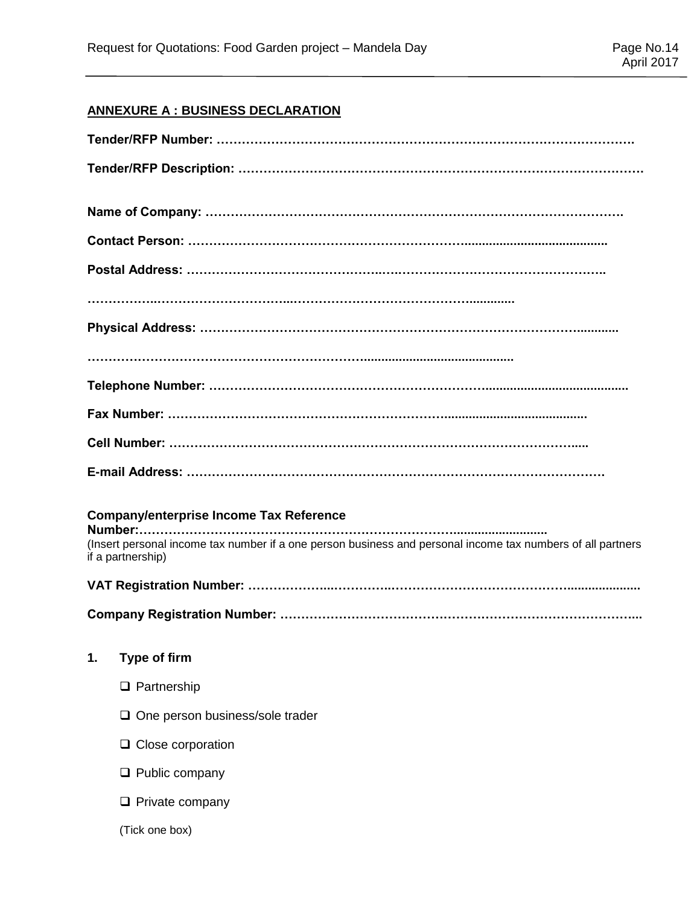## ANNEXURE A : BUSINESS DECLARATION

**Tender/RFP Number: ……………………………………………………………………………………….**

**Tender/RFP Description: ……………………………………………………………………………………**

**Name of Company: ……………………………………………………………………………………….**

**Contact Person: ………………………………………………………………………………………….**

**Postal Address: …………………………………………………………………………………………..**

**……………………………………………………………………………………………..**

**Physical Address: ……………………………………………………………………………………….**

**……………………………………………………………………………………………..**

**Telephone Number: ……………………………………………………………………………………..**

**Fax Number: ……………………………………………………………………………………………**

**Cell Number: ……………………………………………………………………………………………**

**E-mail Address: …………………………………………………………………………………………**

**Company/enterprise Income Tax Reference Number:……………………………………………………………………………………**
(Insert personal income tax number if a one person business and personal income tax numbers of all partners if a partnership)

**VAT Registration Number: ………………………………………………………………………………..**

**Company Registration Number: ……………………………………………………………………………..**

**1. Type of firm**

- ❑ Partnership
- ❑ One person business/sole trader
- ❑ Close corporation
- ❑ Public company
- ❑ Private company

(Tick one box)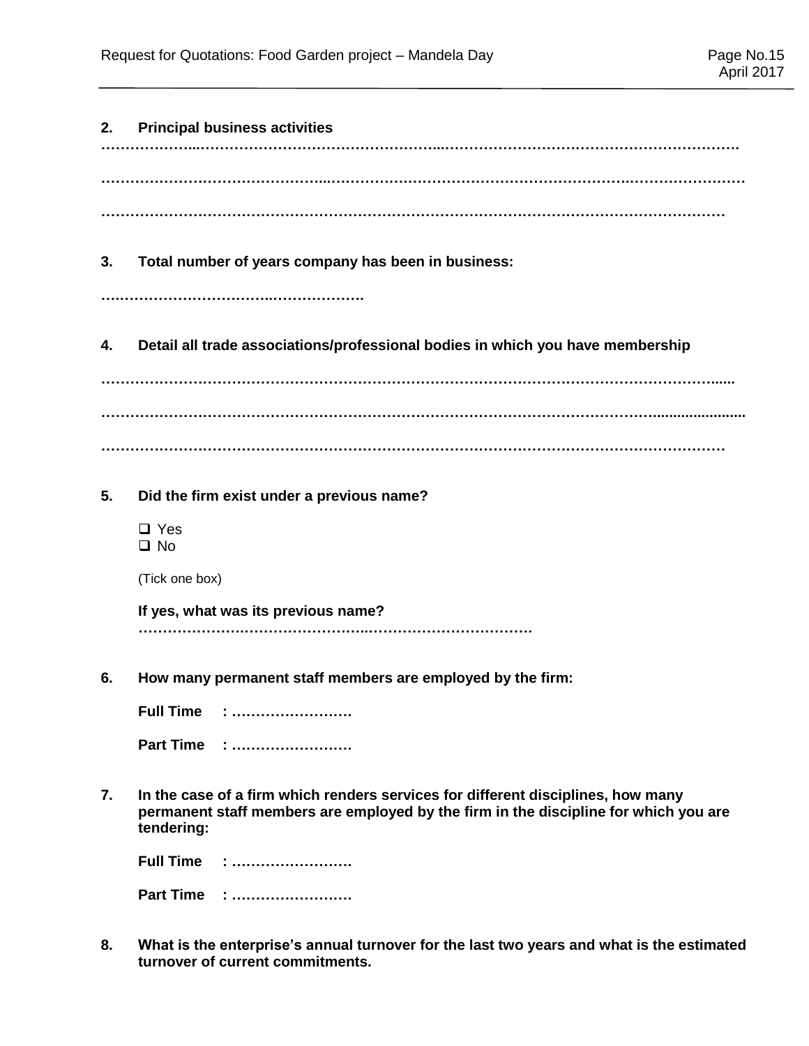**2. Principal business activities**

……………….……………………………………………..……………………………………………………….

……………………………………….……………….…….……………………………………….……………………

……………………………………………………………………………………………………………………

**3. Total number of years company has been in business:**

…..…………………………..……………….

**4. Detail all trade associations/professional bodies in which you have membership**

…………………………………………………………………………………………………………………......

…………………………………………………………………………………………………………......................

……………………………………………………………………………………………………………………

**5. Did the firm exist under a previous name?**

- ❑ Yes
- ❑ No

(Tick one box)

**If yes, what was its previous name?**
**……………….……………………….…..…………………………….**

**6. How many permanent staff members are employed by the firm:**

**Full Time : ……………………**

**Part Time : ……………………**

**7. In the case of a firm which renders services for different disciplines, how many permanent staff members are employed by the firm in the discipline for which you are tendering:**

**Full Time : ……………………**

**Part Time : ……………………**

**8. What is the enterprise's annual turnover for the last two years and what is the estimated turnover of current commitments.**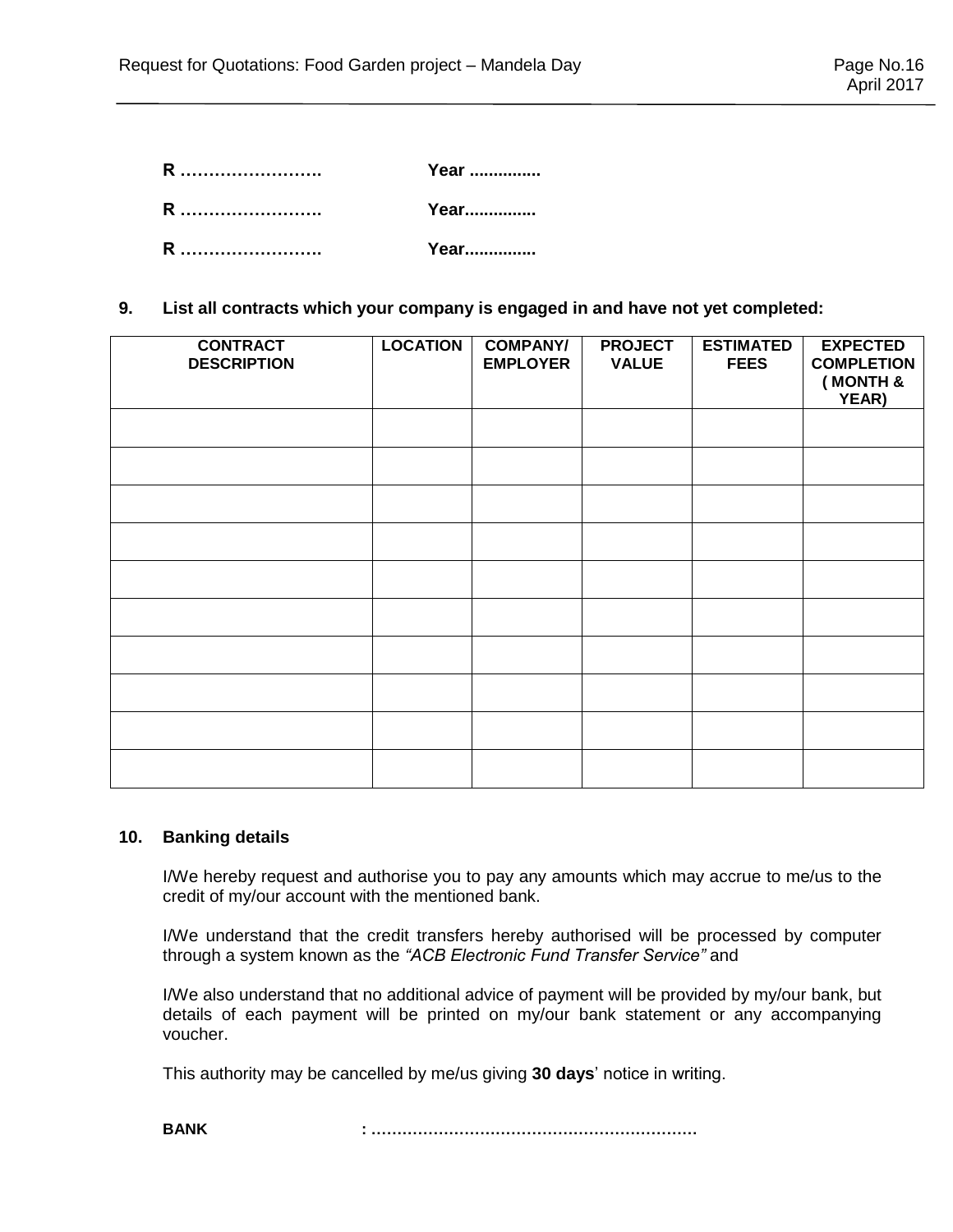**R …………………….** **Year ...............**

**R …………………….** **Year...............**

**R …………………….** **Year...............**

**9. List all contracts which your company is engaged in and have not yet completed:**

| CONTRACT DESCRIPTION | LOCATION | COMPANY/ EMPLOYER | PROJECT VALUE | ESTIMATED FEES | EXPECTED COMPLETION ( MONTH & YEAR) |
|---|---|---|---|---|---|
| | | | | | |
| | | | | | |
| | | | | | |
| | | | | | |
| | | | | | |
| | | | | | |
| | | | | | |
| | | | | | |
| | | | | | |
| | | | | | |

**10. Banking details**

I/We hereby request and authorise you to pay any amounts which may accrue to me/us to the credit of my/our account with the mentioned bank.

I/We understand that the credit transfers hereby authorised will be processed by computer through a system known as the *"ACB Electronic Fund Transfer Service"* and

I/We also understand that no additional advice of payment will be provided by my/our bank, but details of each payment will be printed on my/our bank statement or any accompanying voucher.

This authority may be cancelled by me/us giving **30 days**' notice in writing.

**BANK : ……………………………………………………..**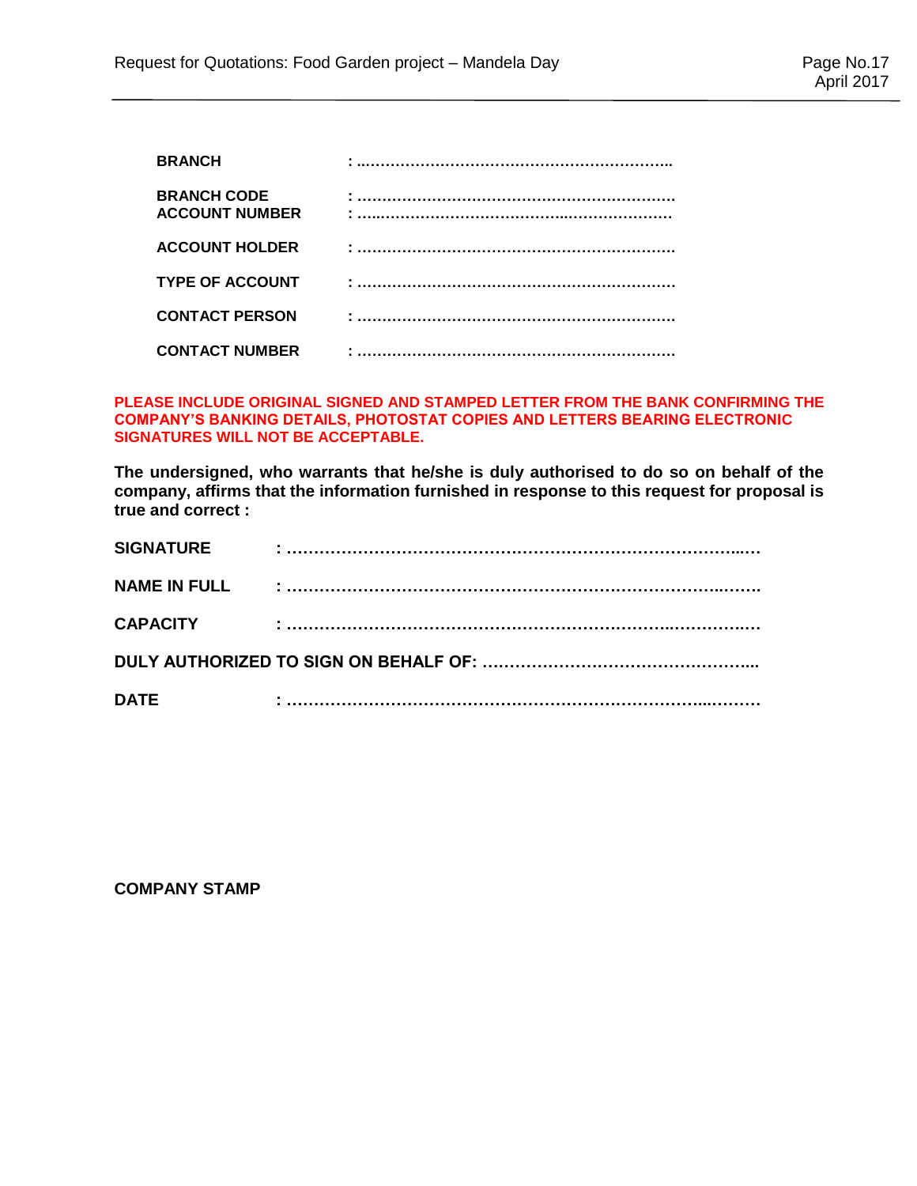**BRANCH** : …………………………………………………………..

**BRANCH CODE** : ……………………………………………………….

**ACCOUNT NUMBER** : …………………………………………………….

**ACCOUNT HOLDER** : ……………………………………………………….

**TYPE OF ACCOUNT** : ……………………………………………………….

**CONTACT PERSON** : ……………………………………………………….

**CONTACT NUMBER** : ……………………………………………………….

**PLEASE INCLUDE ORIGINAL SIGNED AND STAMPED LETTER FROM THE BANK CONFIRMING THE COMPANY'S BANKING DETAILS, PHOTOSTAT COPIES AND LETTERS BEARING ELECTRONIC SIGNATURES WILL NOT BE ACCEPTABLE.**

**The undersigned, who warrants that he/she is duly authorised to do so on behalf of the company, affirms that the information furnished in response to this request for proposal is true and correct :**

**SIGNATURE** : ……………………………………………………………………….

**NAME IN FULL** : ……………………………………………………………………….

**CAPACITY** : ……………………………………………………………………….

**DULY AUTHORIZED TO SIGN ON BEHALF OF:** …………………………………………...

**DATE** : ……………………………………………………………………….

**COMPANY STAMP**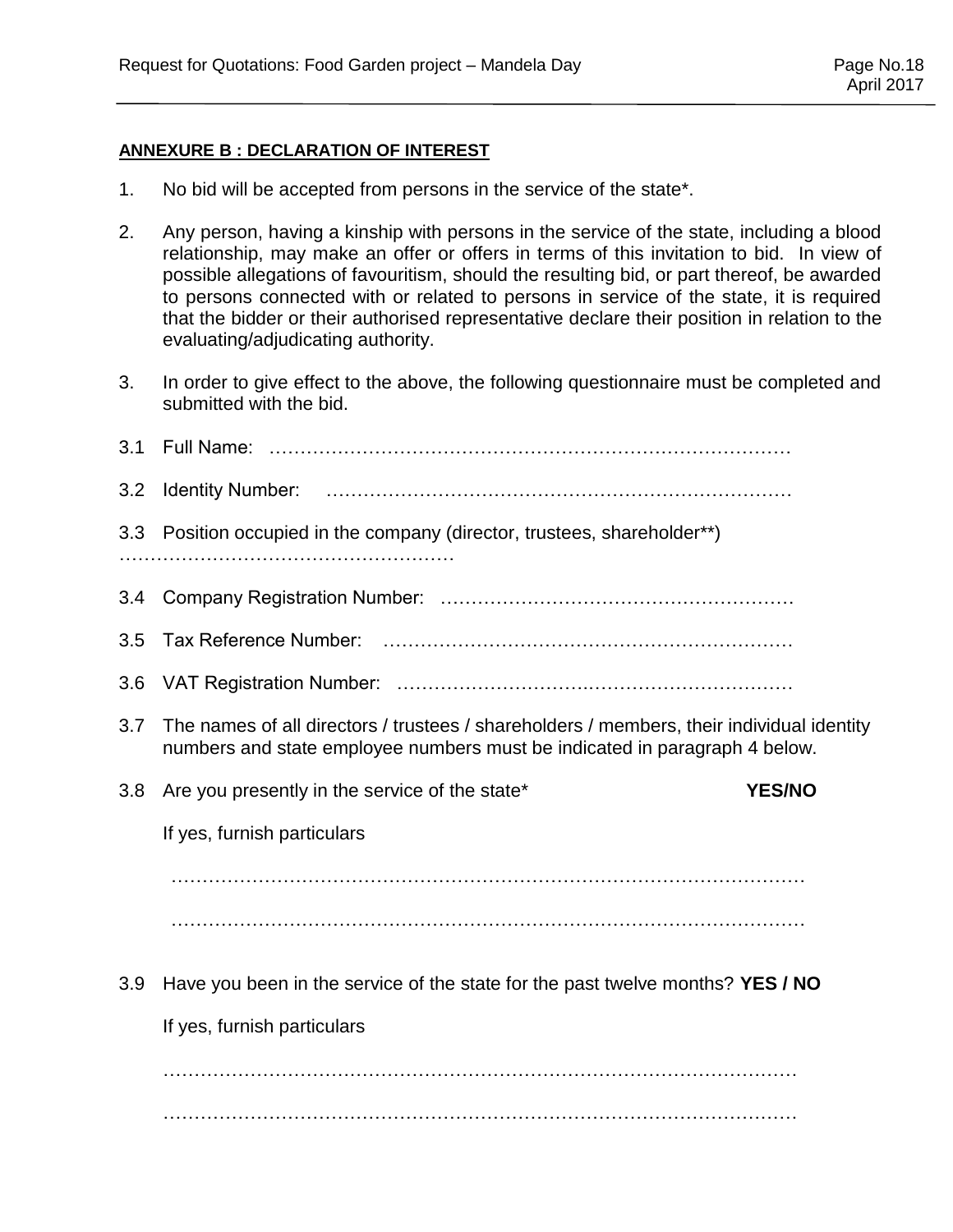**ANNEXURE B : DECLARATION OF INTEREST**

1. No bid will be accepted from persons in the service of the state*.

2. Any person, having a kinship with persons in the service of the state, including a blood relationship, may make an offer or offers in terms of this invitation to bid. In view of possible allegations of favouritism, should the resulting bid, or part thereof, be awarded to persons connected with or related to persons in service of the state, it is required that the bidder or their authorised representative declare their position in relation to the evaluating/adjudicating authority.

3. In order to give effect to the above, the following questionnaire must be completed and submitted with the bid.

3.1 Full Name: …………………………………………………………………………

3.2 Identity Number: …………………………………………………………………

3.3 Position occupied in the company (director, trustees, shareholder**)
………………………………………………

3.4 Company Registration Number: …………………………………………………

3.5 Tax Reference Number: …………………………………………………………

3.6 VAT Registration Number: ………………………………………………………

3.7 The names of all directors / trustees / shareholders / members, their individual identity numbers and state employee numbers must be indicated in paragraph 4 below.

3.8 Are you presently in the service of the state* **YES/NO**

If yes, furnish particulars

……………………………………………………………………………………………

……………………………………………………………………………………………

3.9 Have you been in the service of the state for the past twelve months? **YES / NO**

If yes, furnish particulars

……………………………………………………………………………………………

……………………………………………………………………………………………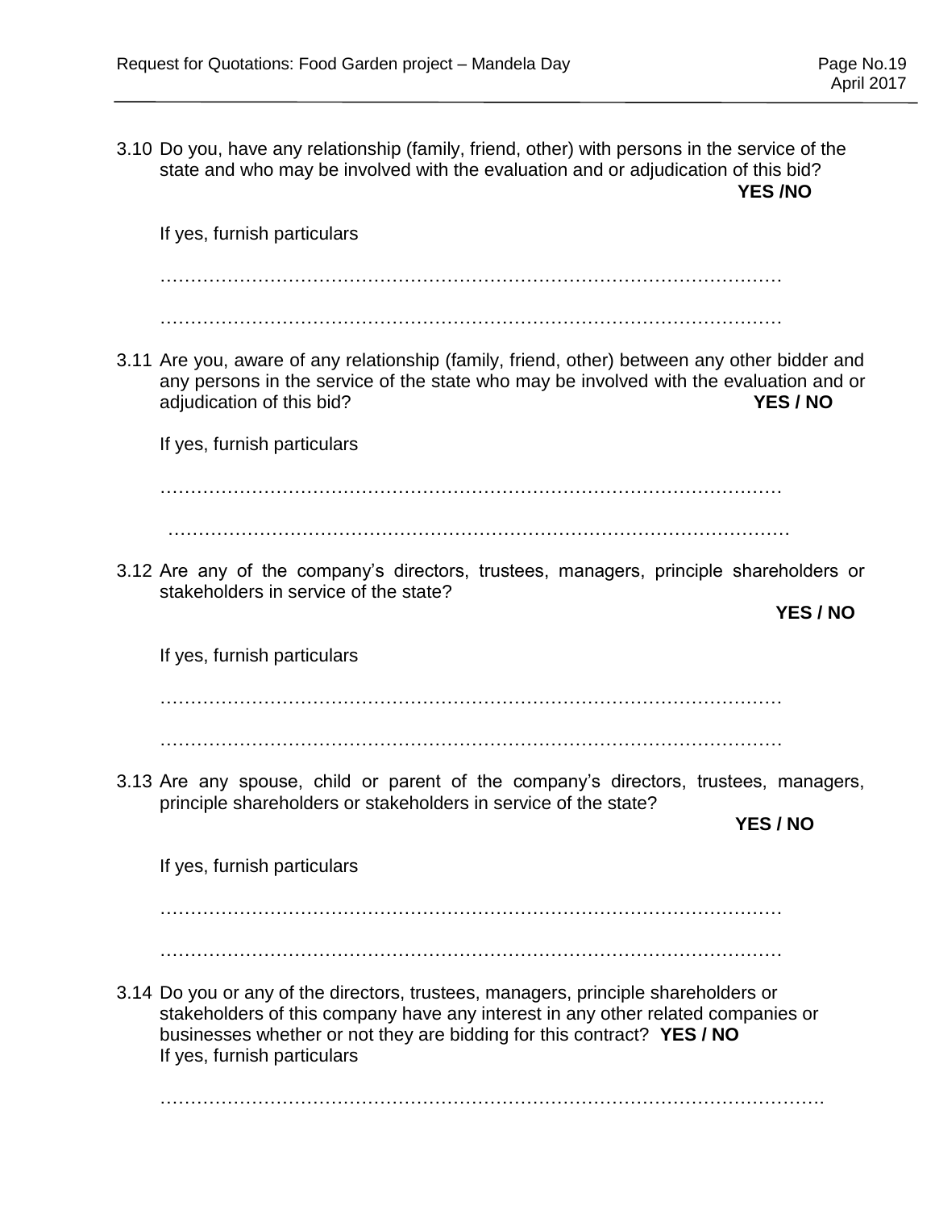3.10 Do you, have any relationship (family, friend, other) with persons in the service of the state and who may be involved with the evaluation and or adjudication of this bid? **YES /NO**

If yes, furnish particulars

…………………………………………………………………………………………

…………………………………………………………………………………………

3.11 Are you, aware of any relationship (family, friend, other) between any other bidder and any persons in the service of the state who may be involved with the evaluation and or adjudication of this bid? **YES / NO**

If yes, furnish particulars

…………………………………………………………………………………………

…………………………………………………………………………………………

3.12 Are any of the company's directors, trustees, managers, principle shareholders or stakeholders in service of the state? **YES / NO**

If yes, furnish particulars

…………………………………………………………………………………………

…………………………………………………………………………………………

3.13 Are any spouse, child or parent of the company's directors, trustees, managers, principle shareholders or stakeholders in service of the state? **YES / NO**

If yes, furnish particulars

…………………………………………………………………………………………

…………………………………………………………………………………………

3.14 Do you or any of the directors, trustees, managers, principle shareholders or stakeholders of this company have any interest in any other related companies or businesses whether or not they are bidding for this contract? **YES / NO**
If yes, furnish particulars

…………………………………………………………………………………………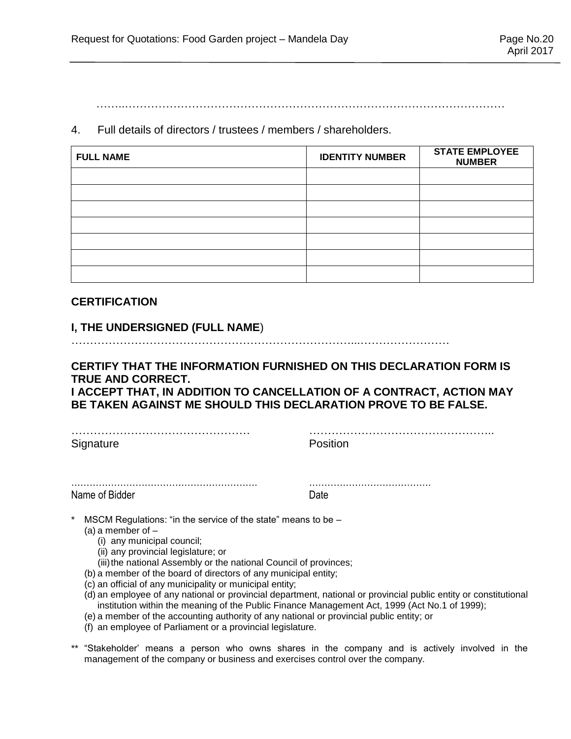……..…………………………………………………………………………………………

4. Full details of directors / trustees / members / shareholders.

| FULL NAME | IDENTITY NUMBER | STATE EMPLOYEE NUMBER |
|---|---|---|
| | | |
| | | |
| | | |
| | | |
| | | |
| | | |
| | | |

**CERTIFICATION**

**I, THE UNDERSIGNED (FULL NAME**)

…………………………………………………………………...……………………

**CERTIFY THAT THE INFORMATION FURNISHED ON THIS DECLARATION FORM IS TRUE AND CORRECT.**
**I ACCEPT THAT, IN ADDITION TO CANCELLATION OF A CONTRACT, ACTION MAY BE TAKEN AGAINST ME SHOULD THIS DECLARATION PROVE TO BE FALSE.**

…………………………………………
Signature

…………………………………………..
Position

…………………………………………………
Name of Bidder

………………………………
Date

\* MSCM Regulations: "in the service of the state" means to be –
(a) a member of –
(i) any municipal council;
(ii) any provincial legislature; or
(iii) the national Assembly or the national Council of provinces;
(b) a member of the board of directors of any municipal entity;
(c) an official of any municipality or municipal entity;
(d) an employee of any national or provincial department, national or provincial public entity or constitutional institution within the meaning of the Public Finance Management Act, 1999 (Act No.1 of 1999);
(e) a member of the accounting authority of any national or provincial public entity; or
(f) an employee of Parliament or a provincial legislature.

\*\* "Stakeholder' means a person who owns shares in the company and is actively involved in the management of the company or business and exercises control over the company.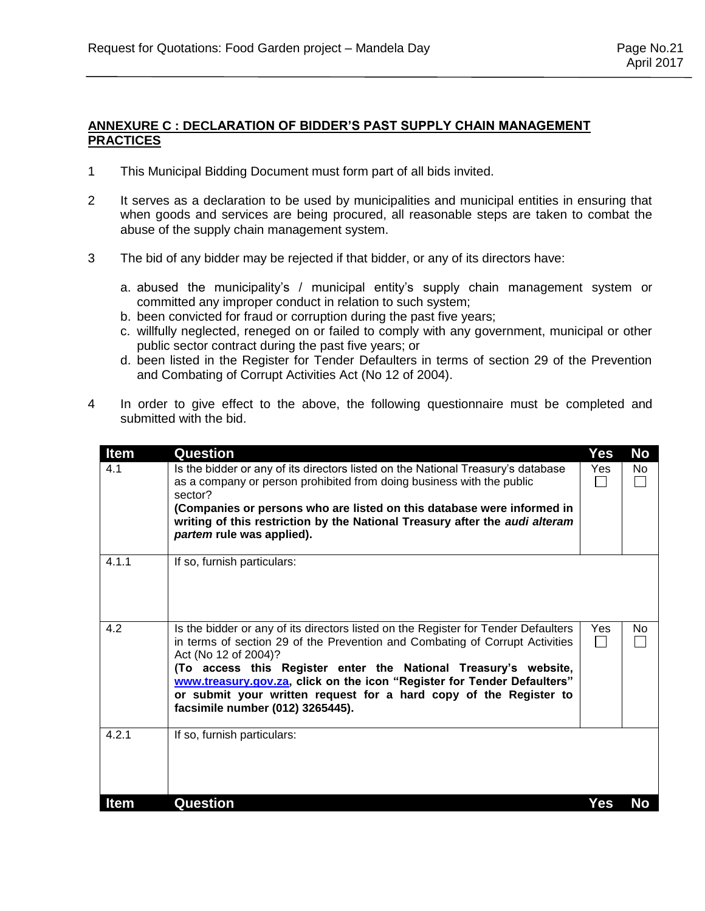## ANNEXURE C : DECLARATION OF BIDDER'S PAST SUPPLY CHAIN MANAGEMENT PRACTICES

1 This Municipal Bidding Document must form part of all bids invited.

2 It serves as a declaration to be used by municipalities and municipal entities in ensuring that when goods and services are being procured, all reasonable steps are taken to combat the abuse of the supply chain management system.

3 The bid of any bidder may be rejected if that bidder, or any of its directors have:

   a. abused the municipality's / municipal entity's supply chain management system or committed any improper conduct in relation to such system;
   b. been convicted for fraud or corruption during the past five years;
   c. willfully neglected, reneged on or failed to comply with any government, municipal or other public sector contract during the past five years; or
   d. been listed in the Register for Tender Defaulters in terms of section 29 of the Prevention and Combating of Corrupt Activities Act (No 12 of 2004).

4 In order to give effect to the above, the following questionnaire must be completed and submitted with the bid.

| Item | Question | Yes | No |
|---|---|---|---|
| 4.1 | Is the bidder or any of its directors listed on the National Treasury's database as a company or person prohibited from doing business with the public sector? **(Companies or persons who are listed on this database were informed in writing of this restriction by the National Treasury after the *audi alteram partem* rule was applied).** | Yes ☐ | No ☐ |
| 4.1.1 | If so, furnish particulars: | | |
| 4.2 | Is the bidder or any of its directors listed on the Register for Tender Defaulters in terms of section 29 of the Prevention and Combating of Corrupt Activities Act (No 12 of 2004)? **(To access this Register enter the National Treasury's website, www.treasury.gov.za, click on the icon "Register for Tender Defaulters" or submit your written request for a hard copy of the Register to facsimile number (012) 3265445).** | Yes ☐ | No ☐ |
| 4.2.1 | If so, furnish particulars: | | |

| Item | Question | Yes | No |
|---|---|---|---|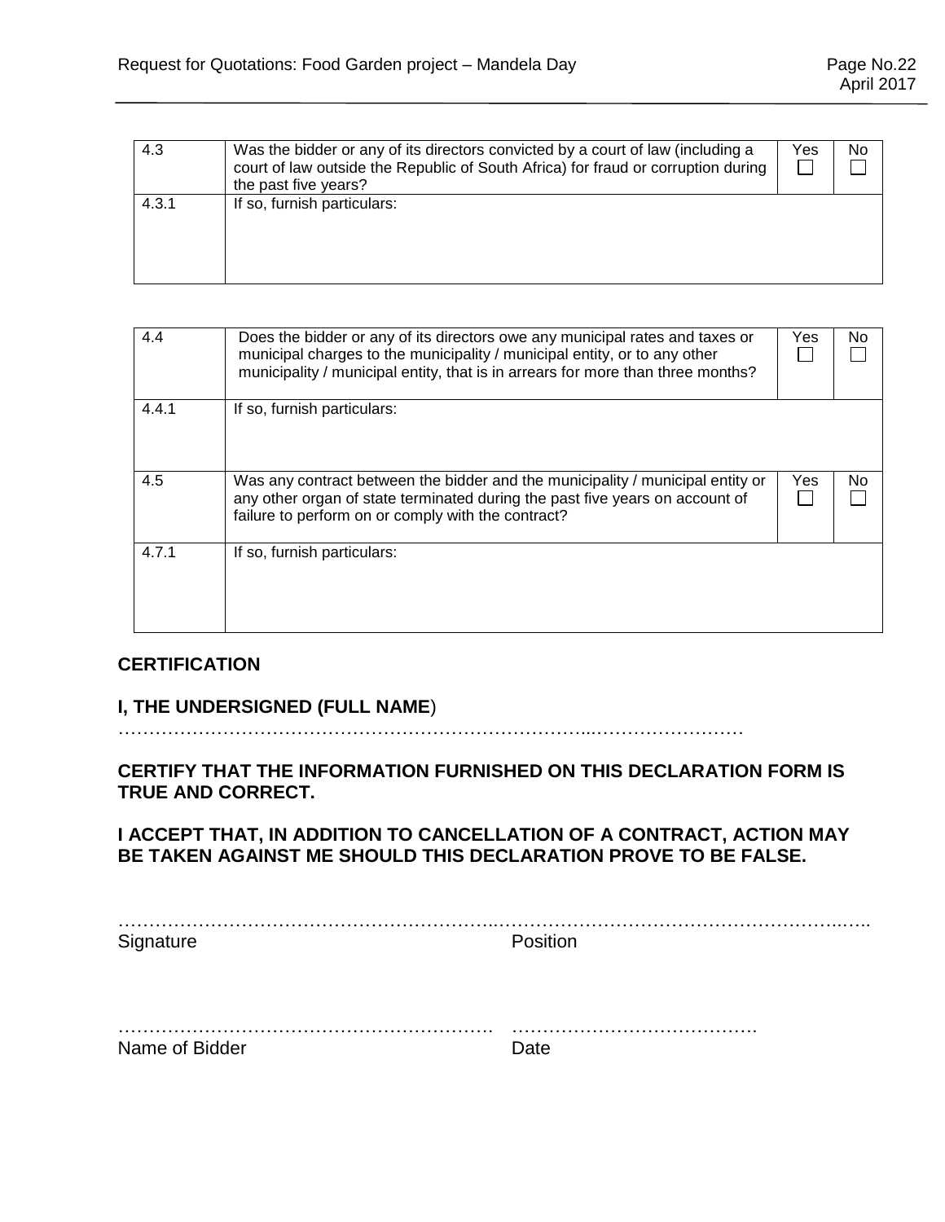| 4.3 | Was the bidder or any of its directors convicted by a court of law (including a court of law outside the Republic of South Africa) for fraud or corruption during the past five years? | Yes ☐ | No ☐ |
|---|---|---|---|
| 4.3.1 | If so, furnish particulars: | | |

| 4.4 | Does the bidder or any of its directors owe any municipal rates and taxes or municipal charges to the municipality / municipal entity, or to any other municipality / municipal entity, that is in arrears for more than three months? | Yes ☐ | No ☐ |
|---|---|---|---|
| 4.4.1 | If so, furnish particulars: | | |
| 4.5 | Was any contract between the bidder and the municipality / municipal entity or any other organ of state terminated during the past five years on account of failure to perform on or comply with the contract? | Yes ☐ | No ☐ |
| 4.7.1 | If so, furnish particulars: | | |

**CERTIFICATION**

**I, THE UNDERSIGNED (FULL NAME**)
…………………………………………………………………...……………………

**CERTIFY THAT THE INFORMATION FURNISHED ON THIS DECLARATION FORM IS TRUE AND CORRECT.**

**I ACCEPT THAT, IN ADDITION TO CANCELLATION OF A CONTRACT, ACTION MAY BE TAKEN AGAINST ME SHOULD THIS DECLARATION PROVE TO BE FALSE.**

……………………………………………………...…………………………………………….…..
Signature Position

……………………………………………………. ………………………………….
Name of Bidder Date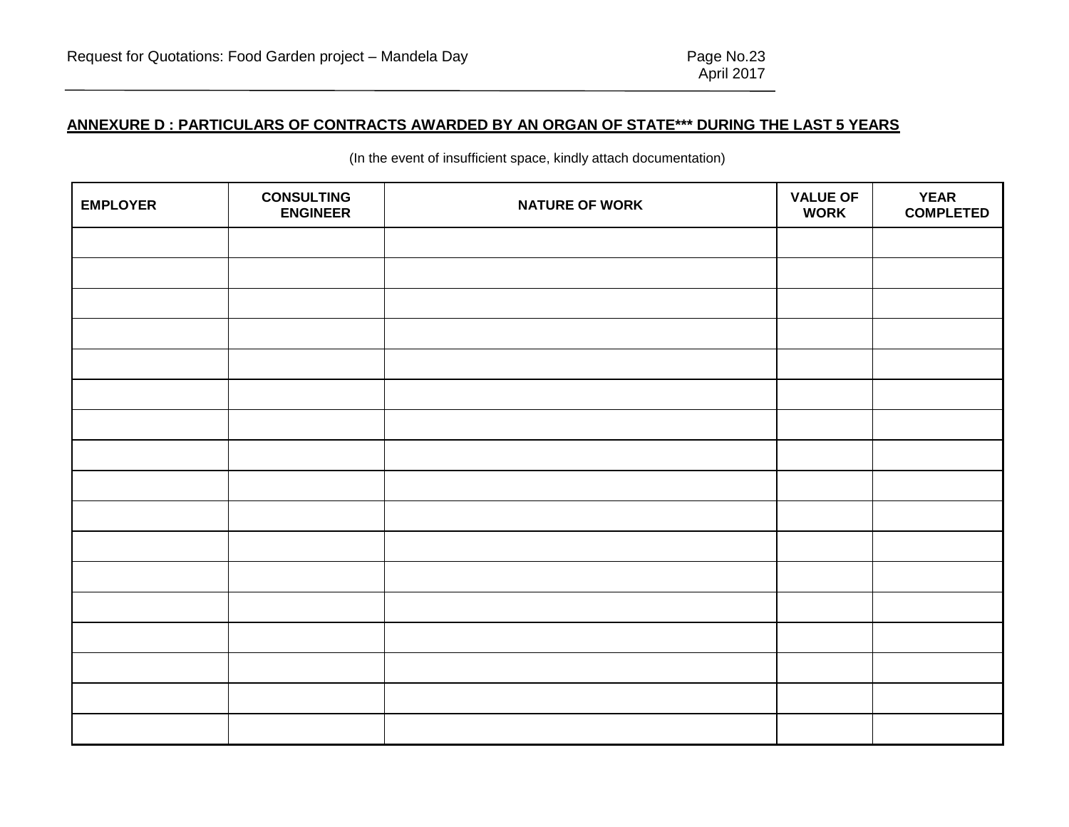**ANNEXURE D : PARTICULARS OF CONTRACTS AWARDED BY AN ORGAN OF STATE*** DURING THE LAST 5 YEARS**

(In the event of insufficient space, kindly attach documentation)

| EMPLOYER | CONSULTING ENGINEER | NATURE OF WORK | VALUE OF WORK | YEAR COMPLETED |
|---|---|---|---|---|
| | | | | |
| | | | | |
| | | | | |
| | | | | |
| | | | | |
| | | | | |
| | | | | |
| | | | | |
| | | | | |
| | | | | |
| | | | | |
| | | | | |
| | | | | |
| | | | | |
| | | | | |
| | | | | |
| | | | | |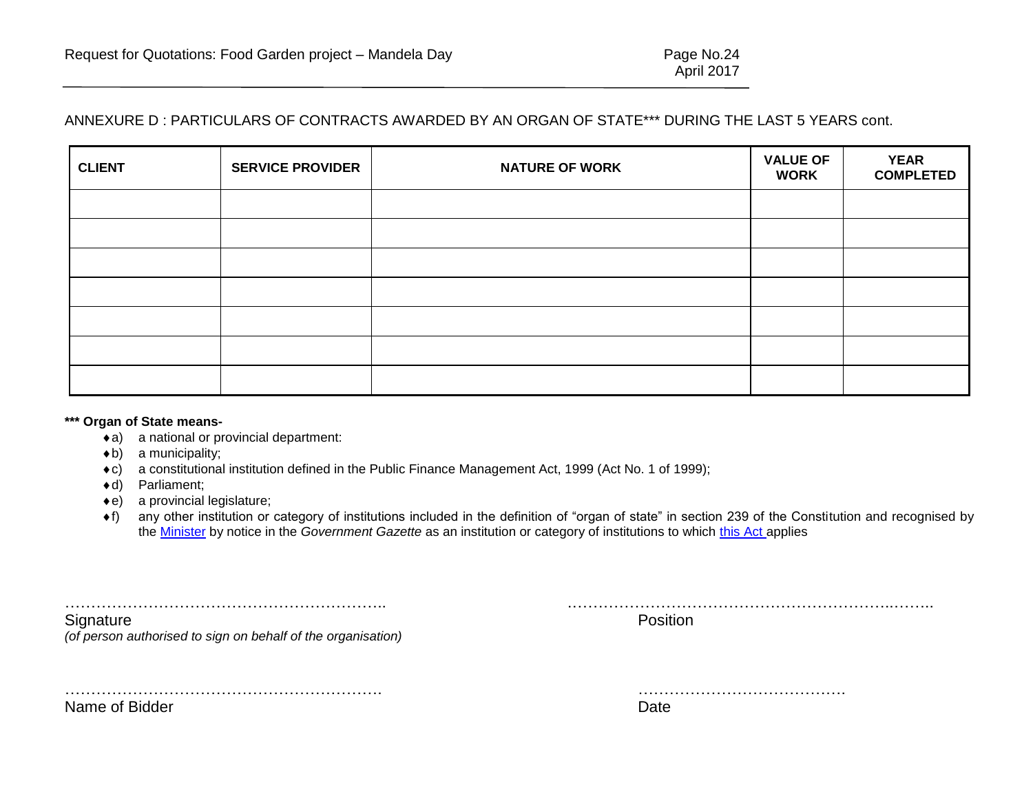ANNEXURE D : PARTICULARS OF CONTRACTS AWARDED BY AN ORGAN OF STATE*** DURING THE LAST 5 YEARS cont.

| CLIENT | SERVICE PROVIDER | NATURE OF WORK | VALUE OF WORK | YEAR COMPLETED |
|---|---|---|---|---|
| | | | | |
| | | | | |
| | | | | |
| | | | | |
| | | | | |
| | | | | |
| | | | | |

**\*\*\* Organ of State means-**

- ♦a) a national or provincial department:
- ♦b) a municipality;
- ♦c) a constitutional institution defined in the Public Finance Management Act, 1999 (Act No. 1 of 1999);
- ♦d) Parliament;
- ♦e) a provincial legislature;
- ♦f) any other institution or category of institutions included in the definition of "organ of state" in section 239 of the Constitution and recognised by the Minister by notice in the *Government Gazette* as an institution or category of institutions to which this Act applies

……………………………………………………..
Signature
*(of person authorised to sign on behalf of the organisation)*

……………………………………………………..
Position

……………………………………………………..
Name of Bidder

…………………………………
Date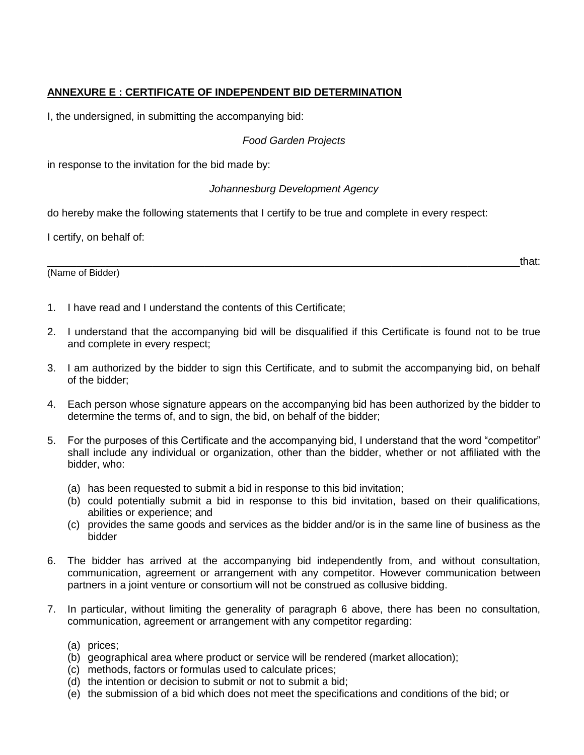**ANNEXURE E : CERTIFICATE OF INDEPENDENT BID DETERMINATION**

I, the undersigned, in submitting the accompanying bid:

*Food Garden Projects*

in response to the invitation for the bid made by:

*Johannesburg Development Agency*

do hereby make the following statements that I certify to be true and complete in every respect:

I certify, on behalf of:

_____________________________________________________________________________that:
(Name of Bidder)

1. I have read and I understand the contents of this Certificate;

2. I understand that the accompanying bid will be disqualified if this Certificate is found not to be true and complete in every respect;

3. I am authorized by the bidder to sign this Certificate, and to submit the accompanying bid, on behalf of the bidder;

4. Each person whose signature appears on the accompanying bid has been authorized by the bidder to determine the terms of, and to sign, the bid, on behalf of the bidder;

5. For the purposes of this Certificate and the accompanying bid, I understand that the word "competitor" shall include any individual or organization, other than the bidder, whether or not affiliated with the bidder, who:

   (a) has been requested to submit a bid in response to this bid invitation;
   (b) could potentially submit a bid in response to this bid invitation, based on their qualifications, abilities or experience; and
   (c) provides the same goods and services as the bidder and/or is in the same line of business as the bidder

6. The bidder has arrived at the accompanying bid independently from, and without consultation, communication, agreement or arrangement with any competitor. However communication between partners in a joint venture or consortium will not be construed as collusive bidding.

7. In particular, without limiting the generality of paragraph 6 above, there has been no consultation, communication, agreement or arrangement with any competitor regarding:

   (a) prices;
   (b) geographical area where product or service will be rendered (market allocation);
   (c) methods, factors or formulas used to calculate prices;
   (d) the intention or decision to submit or not to submit a bid;
   (e) the submission of a bid which does not meet the specifications and conditions of the bid; or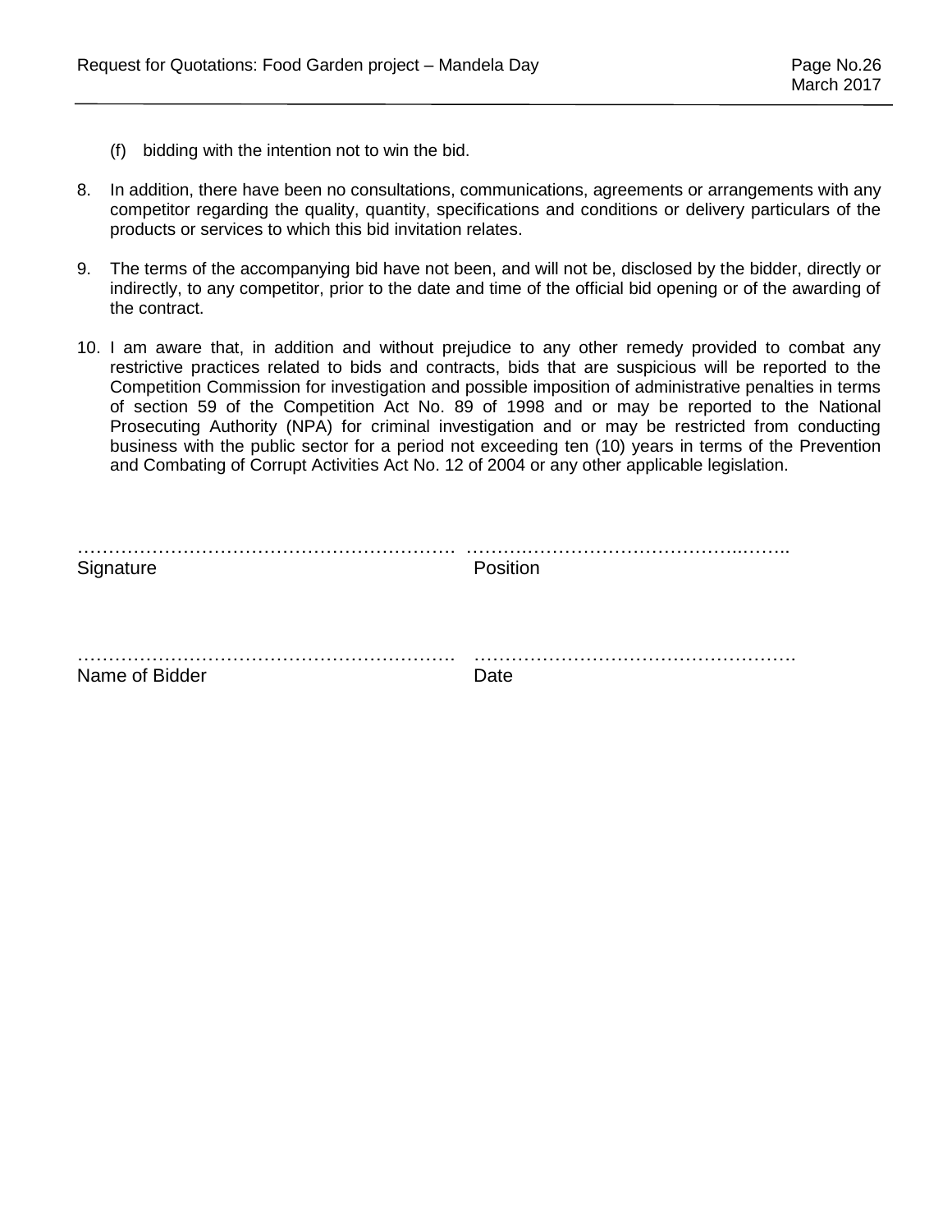(f) bidding with the intention not to win the bid.

8. In addition, there have been no consultations, communications, agreements or arrangements with any competitor regarding the quality, quantity, specifications and conditions or delivery particulars of the products or services to which this bid invitation relates.

9. The terms of the accompanying bid have not been, and will not be, disclosed by the bidder, directly or indirectly, to any competitor, prior to the date and time of the official bid opening or of the awarding of the contract.

10. I am aware that, in addition and without prejudice to any other remedy provided to combat any restrictive practices related to bids and contracts, bids that are suspicious will be reported to the Competition Commission for investigation and possible imposition of administrative penalties in terms of section 59 of the Competition Act No. 89 of 1998 and or may be reported to the National Prosecuting Authority (NPA) for criminal investigation and or may be restricted from conducting business with the public sector for a period not exceeding ten (10) years in terms of the Prevention and Combating of Corrupt Activities Act No. 12 of 2004 or any other applicable legislation.

| …………………………………………………… | …………………………………………… |
|---|---|
| Signature | Position |
| …………………………………………………… | …………………………………………… |
| Name of Bidder | Date |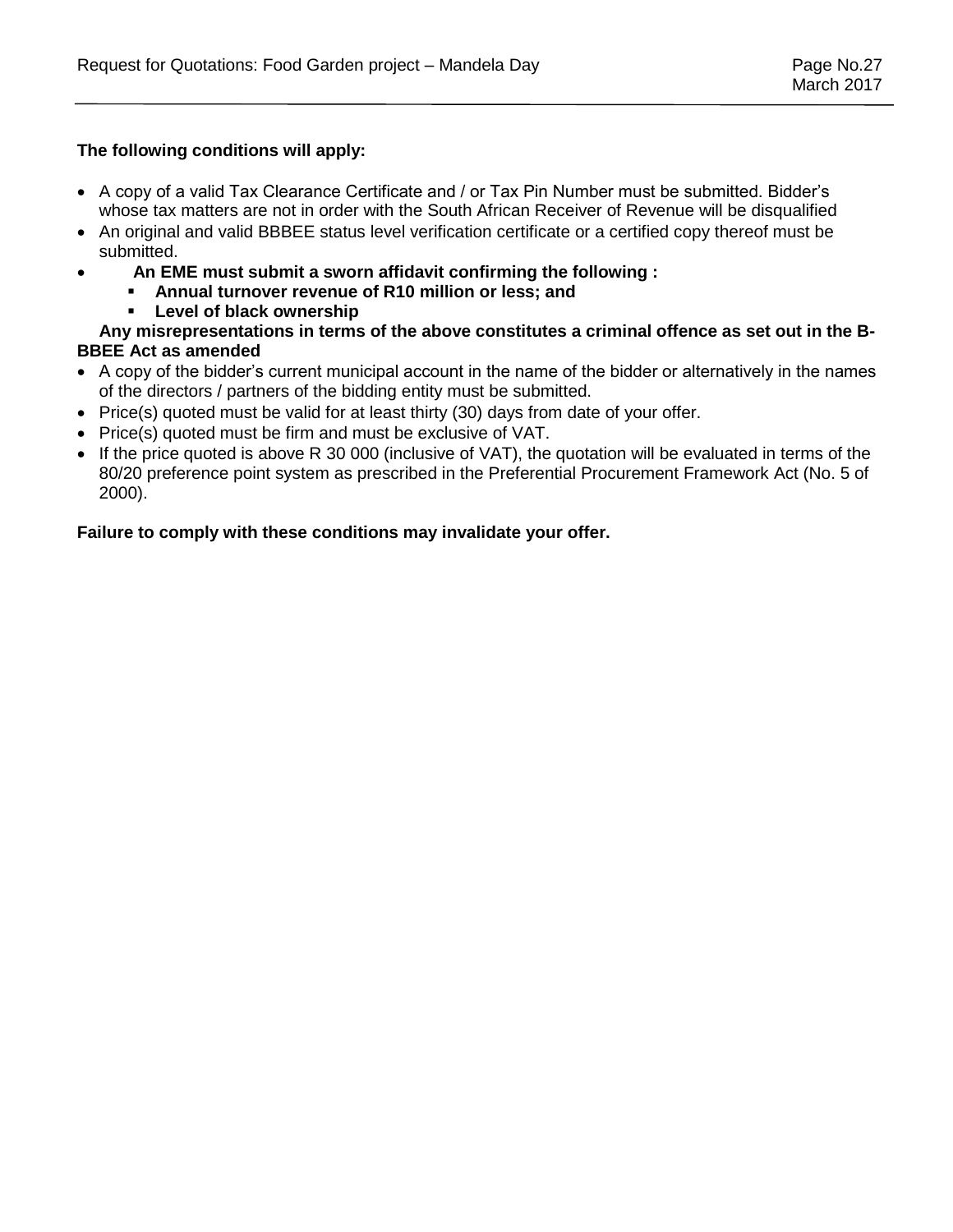**The following conditions will apply:**

- A copy of a valid Tax Clearance Certificate and / or Tax Pin Number must be submitted. Bidder's whose tax matters are not in order with the South African Receiver of Revenue will be disqualified
- An original and valid BBBEE status level verification certificate or a certified copy thereof must be submitted.
- **An EME must submit a sworn affidavit confirming the following :**
  - **Annual turnover revenue of R10 million or less; and**
  - **Level of black ownership**

  **Any misrepresentations in terms of the above constitutes a criminal offence as set out in the B-BBEE Act as amended**
- A copy of the bidder's current municipal account in the name of the bidder or alternatively in the names of the directors / partners of the bidding entity must be submitted.
- Price(s) quoted must be valid for at least thirty (30) days from date of your offer.
- Price(s) quoted must be firm and must be exclusive of VAT.
- If the price quoted is above R 30 000 (inclusive of VAT), the quotation will be evaluated in terms of the 80/20 preference point system as prescribed in the Preferential Procurement Framework Act (No. 5 of 2000).

**Failure to comply with these conditions may invalidate your offer.**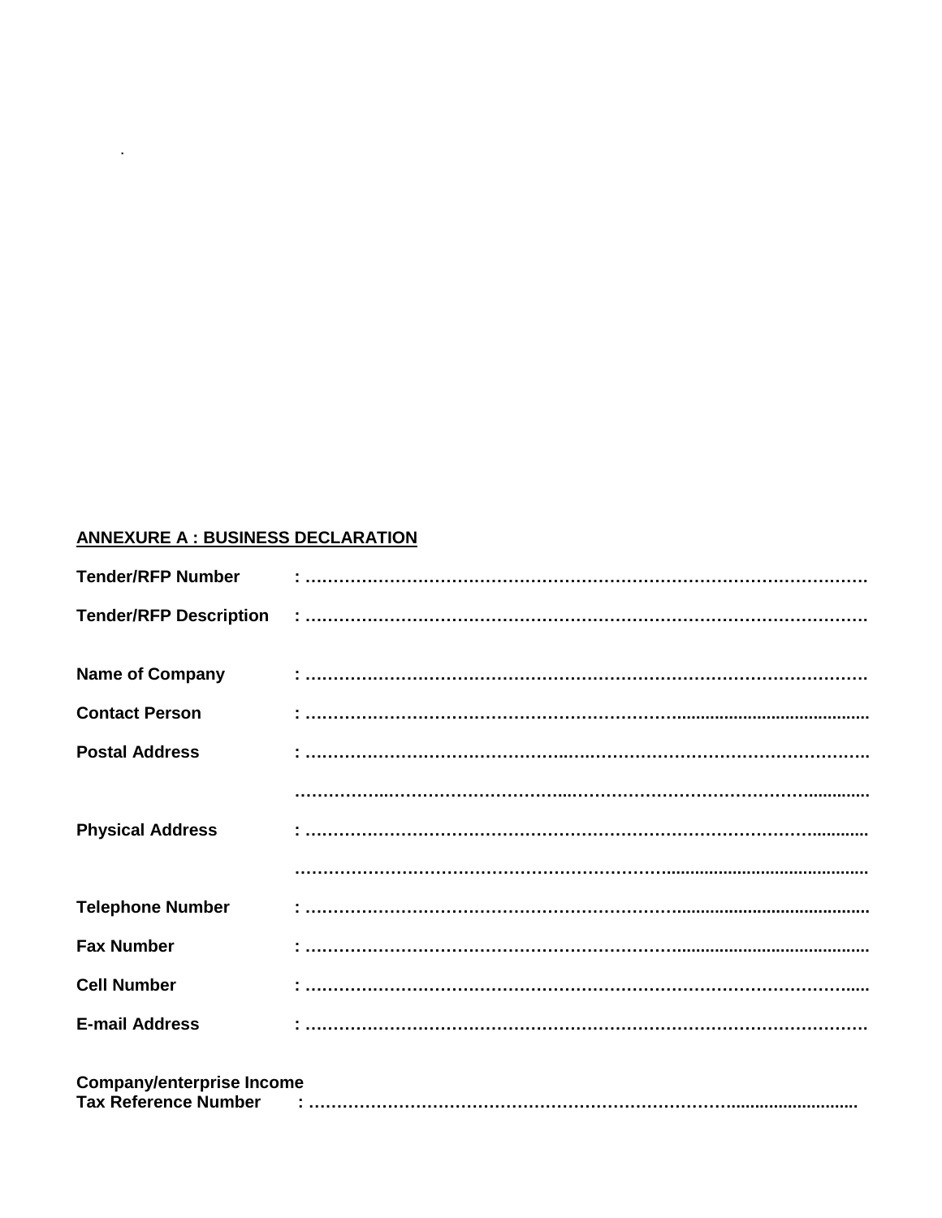**ANNEXURE A : BUSINESS DECLARATION**

**Tender/RFP Number** : ……………………………………………………………………………………….

**Tender/RFP Description** : ……………………………………………………………………………………….

**Name of Company** : ……………………………………………………………………………………….

**Contact Person** : ……………………………………………………………………………………….

**Postal Address** : ……………………………………………………………………………………….

……………………………………………………………………………………….

**Physical Address** : ……………………………………………………………………………………….

……………………………………………………………………………………….

**Telephone Number** : ……………………………………………………………………………………….

**Fax Number** : ……………………………………………………………………………………….

**Cell Number** : ……………………………………………………………………………………….

**E-mail Address** : ……………………………………………………………………………………….

**Company/enterprise Income Tax Reference Number** : ……………………………………………………………………………………….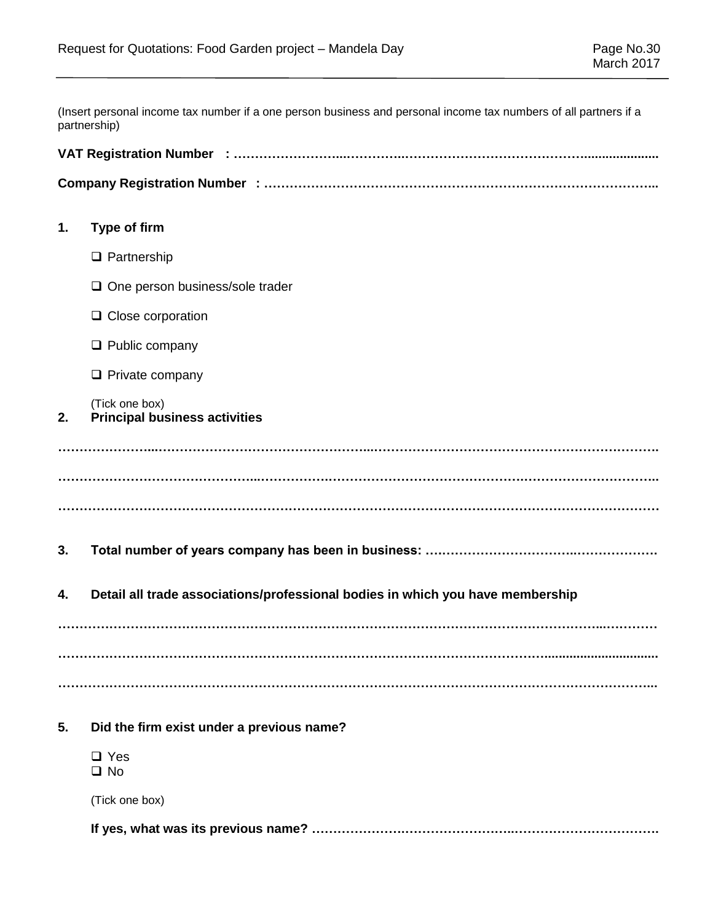(Insert personal income tax number if a one person business and personal income tax numbers of all partners if a partnership)

**VAT Registration Number : ……………………..…………..…………………………………………......................**

**Company Registration Number : ………………………………………………………………………………..**

**1. Type of firm**

- ☐ Partnership
- ☐ One person business/sole trader
- ☐ Close corporation
- ☐ Public company
- ☐ Private company

(Tick one box)

**2. Principal business activities**

…………………..……………………………………………..…………………………………………………………….

………………………………………..……………….………………………………………….………………………..

……………………………………………………………………………………………………………………………

**3. Total number of years company has been in business: ….……………………………..………………**

**4. Detail all trade associations/professional bodies in which you have membership**

……………………………………………………………………………………………………………….…………

……………………………………………………………………………………………………..............................

………………………………………………………………………………………………………………………...

**5. Did the firm exist under a previous name?**

- ☐ Yes
- ☐ No

(Tick one box)

**If yes, what was its previous name? ……………….……………………….…………………………….**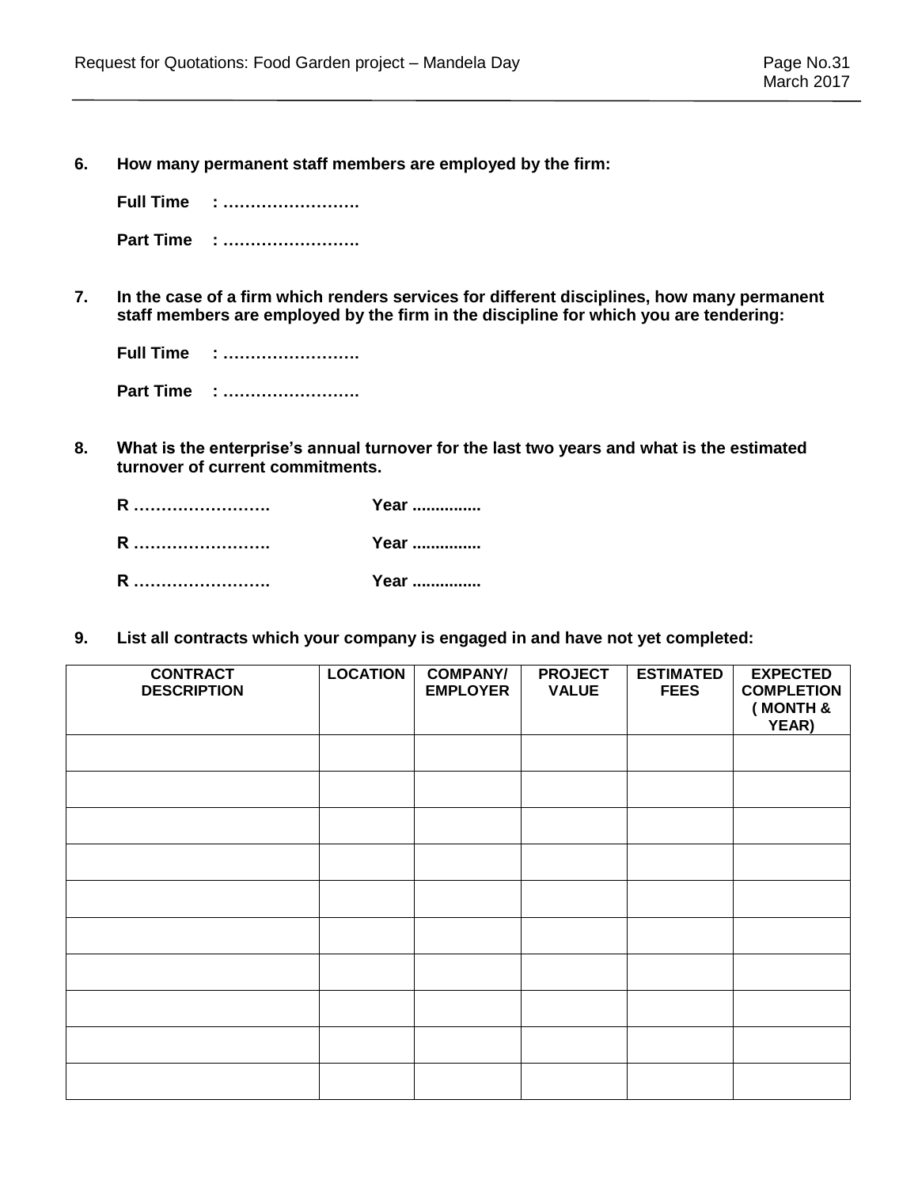**6. How many permanent staff members are employed by the firm:**

**Full Time : …………………….**

**Part Time : …………………….**

**7. In the case of a firm which renders services for different disciplines, how many permanent staff members are employed by the firm in the discipline for which you are tendering:**

**Full Time : …………………….**

**Part Time : …………………….**

**8. What is the enterprise's annual turnover for the last two years and what is the estimated turnover of current commitments.**

**R ……………………. Year ...............**

**R ……………………. Year ...............**

**R ……………………. Year ...............**

**9. List all contracts which your company is engaged in and have not yet completed:**

| CONTRACT DESCRIPTION | LOCATION | COMPANY/ EMPLOYER | PROJECT VALUE | ESTIMATED FEES | EXPECTED COMPLETION ( MONTH & YEAR) |
|---|---|---|---|---|---|
| | | | | | |
| | | | | | |
| | | | | | |
| | | | | | |
| | | | | | |
| | | | | | |
| | | | | | |
| | | | | | |
| | | | | | |
| | | | | | |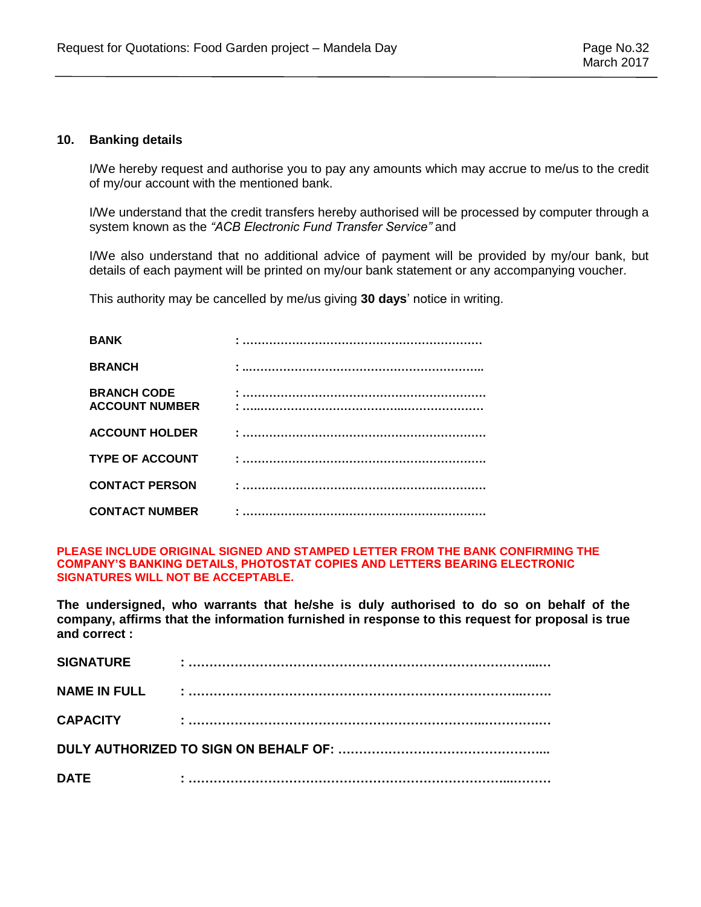## 10. Banking details

I/We hereby request and authorise you to pay any amounts which may accrue to me/us to the credit of my/our account with the mentioned bank.

I/We understand that the credit transfers hereby authorised will be processed by computer through a system known as the *"ACB Electronic Fund Transfer Service"* and

I/We also understand that no additional advice of payment will be provided by my/our bank, but details of each payment will be printed on my/our bank statement or any accompanying voucher.

This authority may be cancelled by me/us giving **30 days**' notice in writing.

**BANK** : ……………………………………………………….

**BRANCH** : ……………………………………………………….

**BRANCH CODE** : ……………………………………………………….

**ACCOUNT NUMBER** : ……………………………………………………….

**ACCOUNT HOLDER** : ……………………………………………………….

**TYPE OF ACCOUNT** : ……………………………………………………….

**CONTACT PERSON** : ……………………………………………………….

**CONTACT NUMBER** : ……………………………………………………….

**PLEASE INCLUDE ORIGINAL SIGNED AND STAMPED LETTER FROM THE BANK CONFIRMING THE COMPANY'S BANKING DETAILS, PHOTOSTAT COPIES AND LETTERS BEARING ELECTRONIC SIGNATURES WILL NOT BE ACCEPTABLE.**

**The undersigned, who warrants that he/she is duly authorised to do so on behalf of the company, affirms that the information furnished in response to this request for proposal is true and correct :**

**SIGNATURE** : ……………………………………………………………………….

**NAME IN FULL** : ……………………………………………………………………….

**CAPACITY** : ……………………………………………………………………….

**DULY AUTHORIZED TO SIGN ON BEHALF OF:** …………………………………………...

**DATE** : ……………………………………………………………………….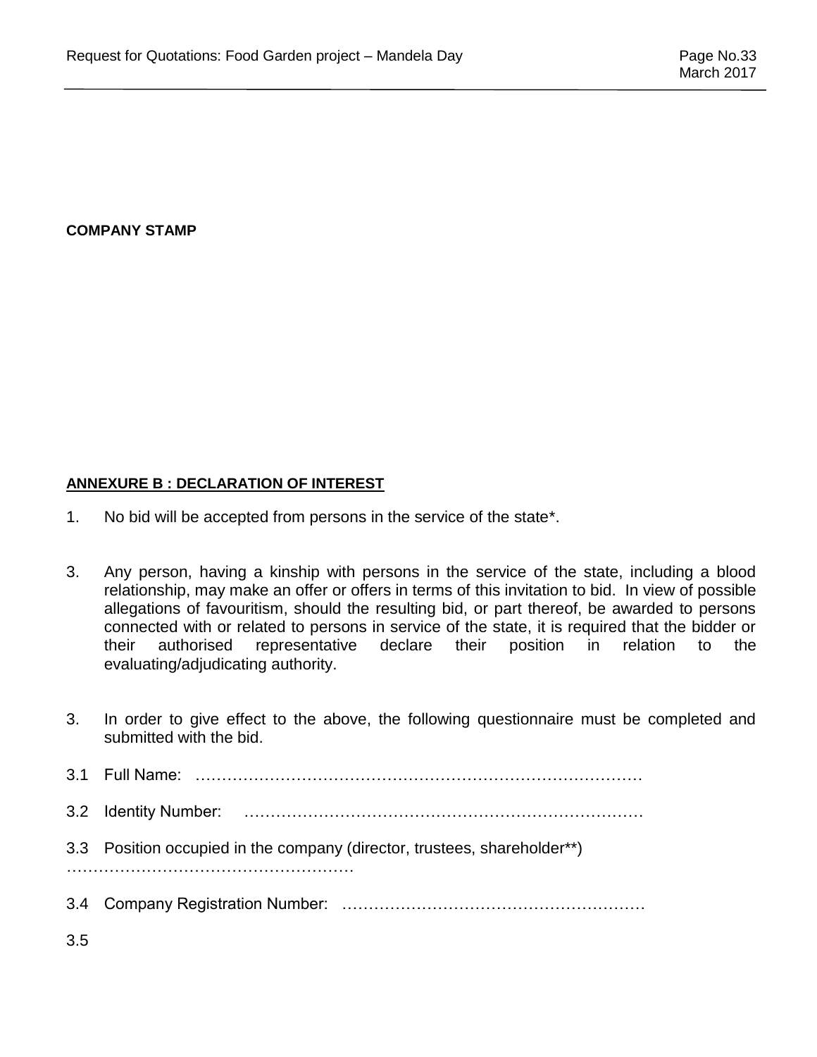**COMPANY STAMP**

**ANNEXURE B : DECLARATION OF INTEREST**

1. No bid will be accepted from persons in the service of the state*.

3. Any person, having a kinship with persons in the service of the state, including a blood relationship, may make an offer or offers in terms of this invitation to bid. In view of possible allegations of favouritism, should the resulting bid, or part thereof, be awarded to persons connected with or related to persons in service of the state, it is required that the bidder or their authorised representative declare their position in relation to the evaluating/adjudicating authority.

3. In order to give effect to the above, the following questionnaire must be completed and submitted with the bid.

3.1 Full Name: …………………………………………………………………………

3.2 Identity Number: …………………………………………………………………

3.3 Position occupied in the company (director, trustees, shareholder**) ………………………………………………

3.4 Company Registration Number: …………………………………………………

3.5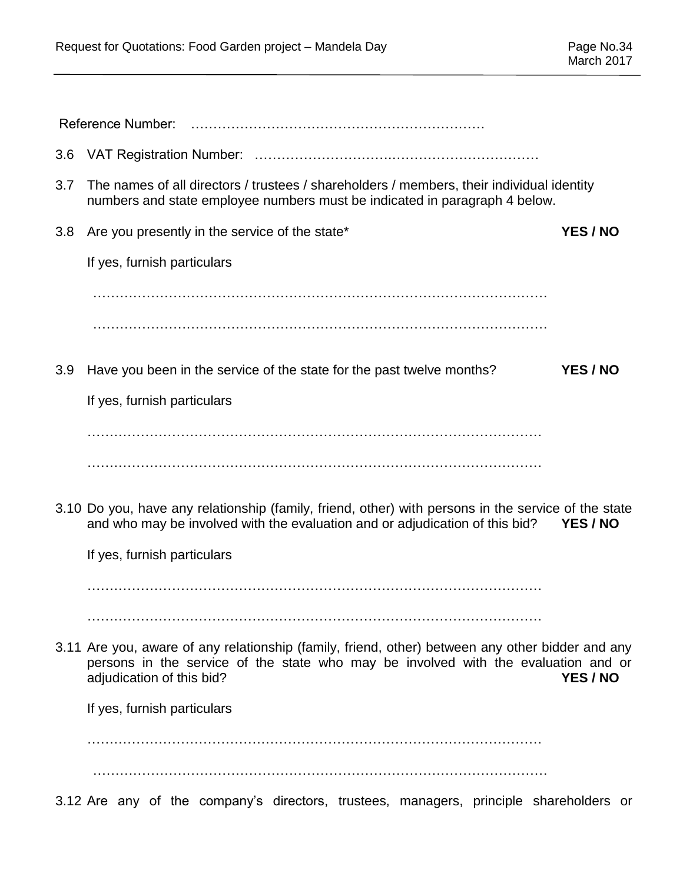Reference Number: ………………………………………………………

3.6 VAT Registration Number: ……………………………………………………

3.7 The names of all directors / trustees / shareholders / members, their individual identity numbers and state employee numbers must be indicated in paragraph 4 below.

3.8 Are you presently in the service of the state* **YES / NO**

If yes, furnish particulars

………………………………………………………………………………………

………………………………………………………………………………………

3.9 Have you been in the service of the state for the past twelve months? **YES / NO**

If yes, furnish particulars

………………………………………………………………………………………

………………………………………………………………………………………

3.10 Do you, have any relationship (family, friend, other) with persons in the service of the state and who may be involved with the evaluation and or adjudication of this bid? **YES / NO**

If yes, furnish particulars

………………………………………………………………………………………

………………………………………………………………………………………

3.11 Are you, aware of any relationship (family, friend, other) between any other bidder and any persons in the service of the state who may be involved with the evaluation and or adjudication of this bid? **YES / NO**

If yes, furnish particulars

………………………………………………………………………………………

………………………………………………………………………………………

3.12 Are any of the company's directors, trustees, managers, principle shareholders or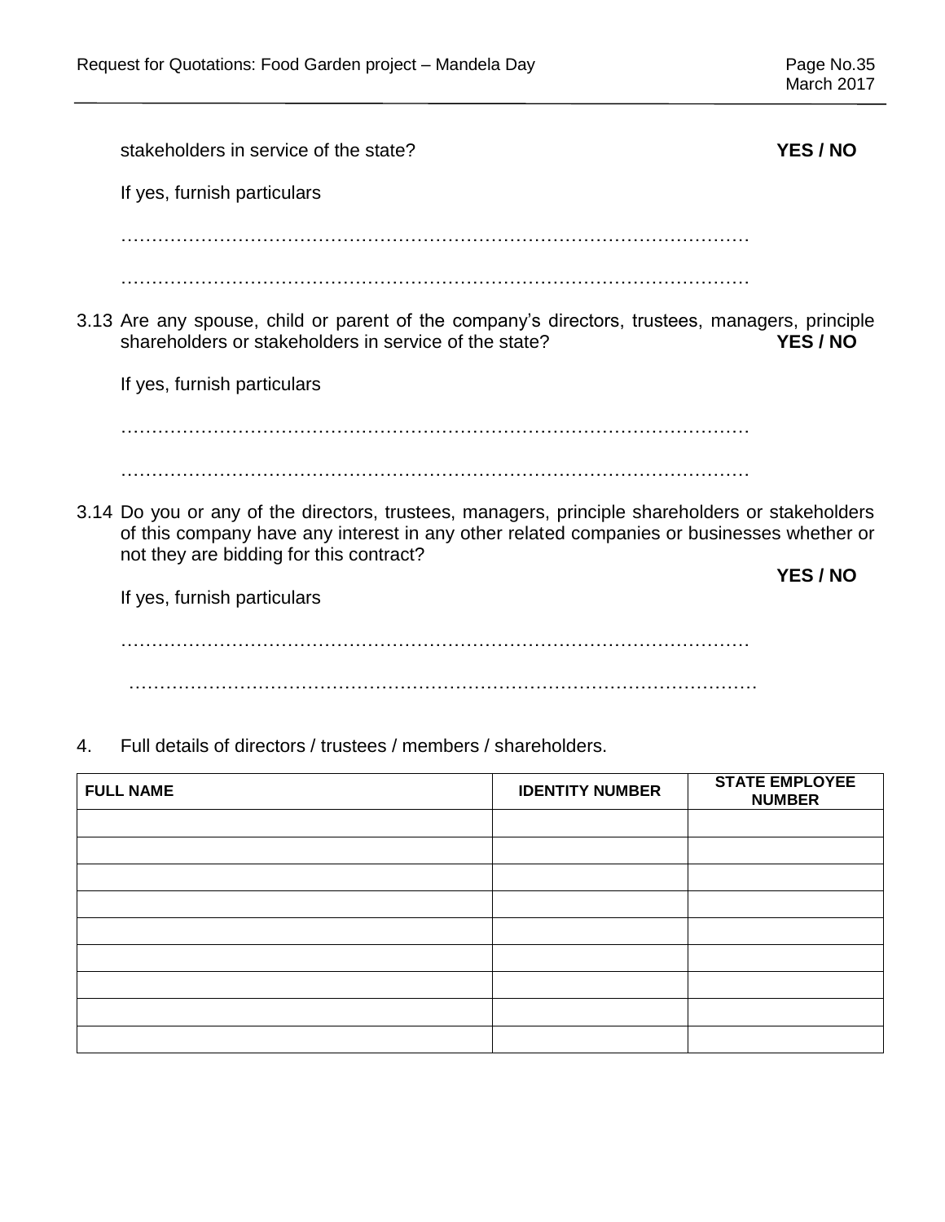stakeholders in service of the state? **YES / NO**

If yes, furnish particulars

…………………………………………………………………………………………

…………………………………………………………………………………………

3.13 Are any spouse, child or parent of the company's directors, trustees, managers, principle shareholders or stakeholders in service of the state? **YES / NO**

If yes, furnish particulars

…………………………………………………………………………………………

…………………………………………………………………………………………

3.14 Do you or any of the directors, trustees, managers, principle shareholders or stakeholders of this company have any interest in any other related companies or businesses whether or not they are bidding for this contract? **YES / NO**

If yes, furnish particulars

…………………………………………………………………………………………

…………………………………………………………………………………………

4. Full details of directors / trustees / members / shareholders.

| FULL NAME | IDENTITY NUMBER | STATE EMPLOYEE NUMBER |
|---|---|---|
| | | |
| | | |
| | | |
| | | |
| | | |
| | | |
| | | |
| | | |
| | | |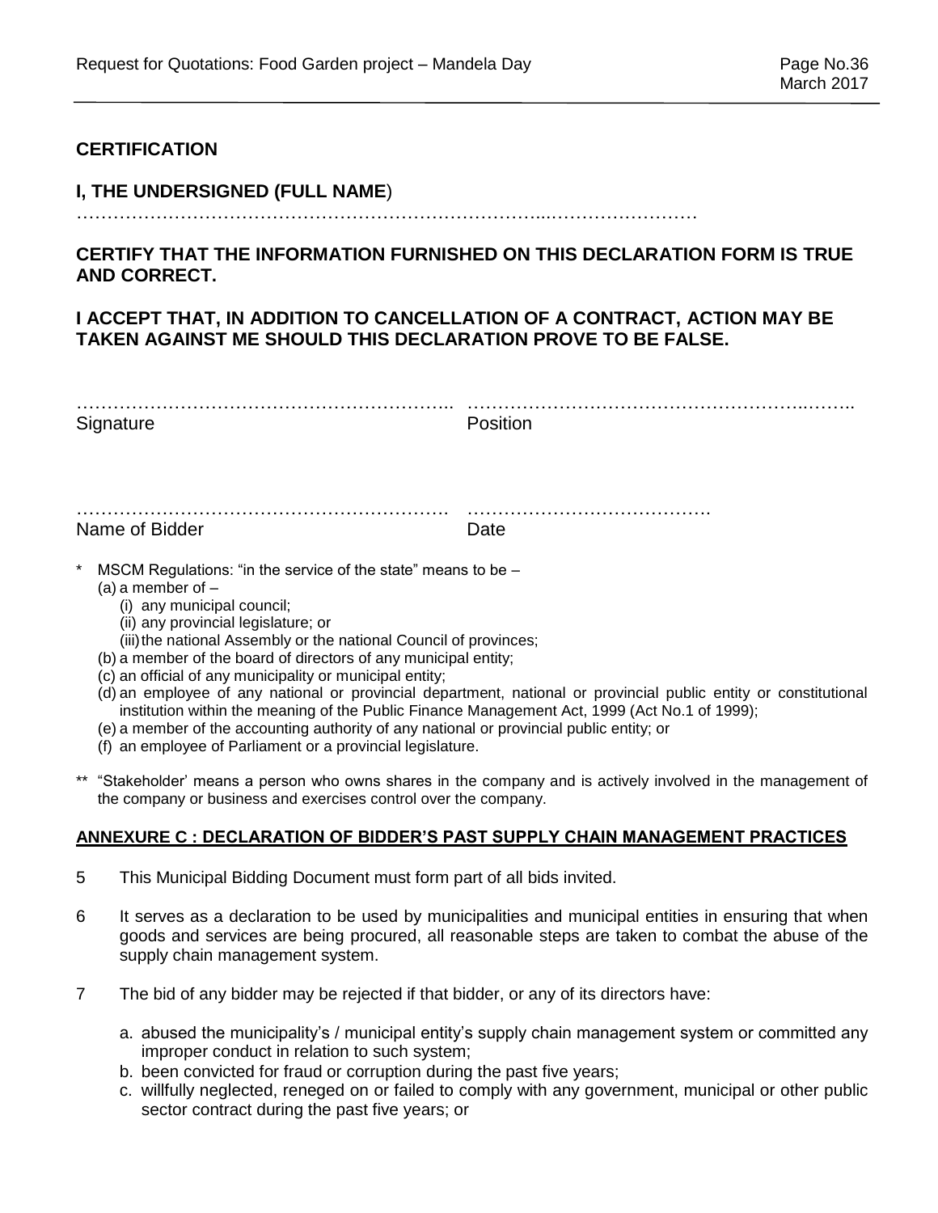**CERTIFICATION**

**I, THE UNDERSIGNED (FULL NAME)**
……………………………………………………………………..……………………

**CERTIFY THAT THE INFORMATION FURNISHED ON THIS DECLARATION FORM IS TRUE AND CORRECT.**

**I ACCEPT THAT, IN ADDITION TO CANCELLATION OF A CONTRACT, ACTION MAY BE TAKEN AGAINST ME SHOULD THIS DECLARATION PROVE TO BE FALSE.**

| | |
|---|---|
| …………………………………………………….. | …………………………………………………..…….. |
| Signature | Position |
| | |
| ……………………………………………………. | …………………………………. |
| Name of Bidder | Date |

\* MSCM Regulations: "in the service of the state" means to be –
(a) a member of –
(i) any municipal council;
(ii) any provincial legislature; or
(iii) the national Assembly or the national Council of provinces;
(b) a member of the board of directors of any municipal entity;
(c) an official of any municipality or municipal entity;
(d) an employee of any national or provincial department, national or provincial public entity or constitutional institution within the meaning of the Public Finance Management Act, 1999 (Act No.1 of 1999);
(e) a member of the accounting authority of any national or provincial public entity; or
(f) an employee of Parliament or a provincial legislature.

\*\* "Stakeholder' means a person who owns shares in the company and is actively involved in the management of the company or business and exercises control over the company.

**ANNEXURE C : DECLARATION OF BIDDER'S PAST SUPPLY CHAIN MANAGEMENT PRACTICES**

5 This Municipal Bidding Document must form part of all bids invited.

6 It serves as a declaration to be used by municipalities and municipal entities in ensuring that when goods and services are being procured, all reasonable steps are taken to combat the abuse of the supply chain management system.

7 The bid of any bidder may be rejected if that bidder, or any of its directors have:

a. abused the municipality's / municipal entity's supply chain management system or committed any improper conduct in relation to such system;
b. been convicted for fraud or corruption during the past five years;
c. willfully neglected, reneged on or failed to comply with any government, municipal or other public sector contract during the past five years; or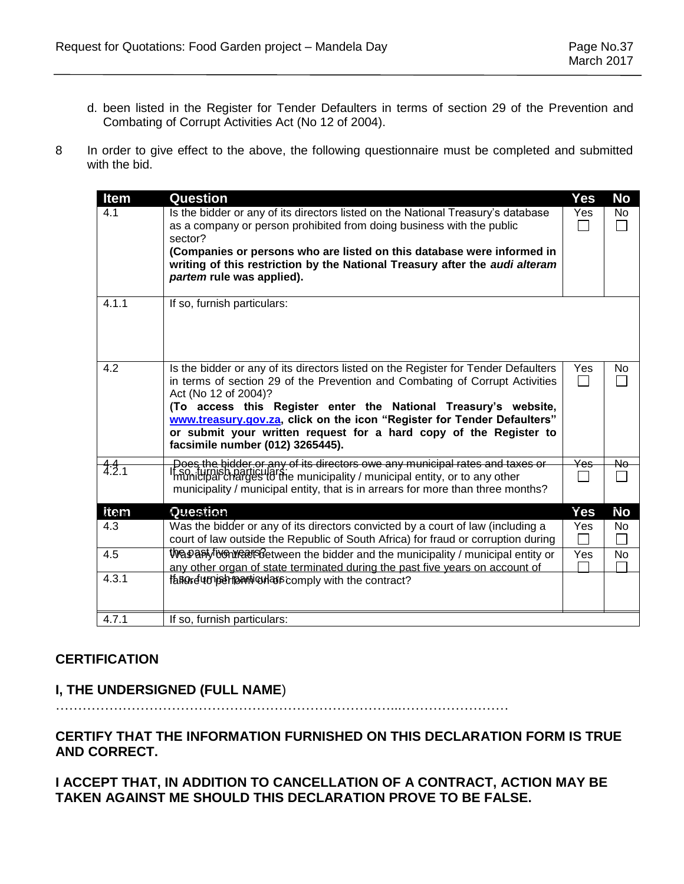d. been listed in the Register for Tender Defaulters in terms of section 29 of the Prevention and Combating of Corrupt Activities Act (No 12 of 2004).

8 In order to give effect to the above, the following questionnaire must be completed and submitted with the bid.

| Item | Question | Yes | No |
|---|---|---|---|
| 4.1 | Is the bidder or any of its directors listed on the National Treasury's database as a company or person prohibited from doing business with the public sector?<br>**(Companies or persons who are listed on this database were informed in writing of this restriction by the National Treasury after the *audi alteram partem* rule was applied).** | Yes ☐ | No ☐ |
| 4.1.1 | If so, furnish particulars: | | |
| 4.2 | Is the bidder or any of its directors listed on the Register for Tender Defaulters in terms of section 29 of the Prevention and Combating of Corrupt Activities Act (No 12 of 2004)?<br>**(To access this Register enter the National Treasury's website, www.treasury.gov.za, click on the icon "Register for Tender Defaulters" or submit your written request for a hard copy of the Register to facsimile number (012) 3265445).** | Yes ☐ | No ☐ |
| 4.2.1 | If so, furnish particulars: | | |
| 4.4 | Does the bidder or any of its directors owe any municipal rates and taxes or municipal charges to the municipality / municipal entity, or to any other municipality / municipal entity, that is in arrears for more than three months? | Yes ☐ | No ☐ |
| **Item** | **Question** | **Yes** | **No** |
| 4.3 | Was the bidder or any of its directors convicted by a court of law (including a court of law outside the Republic of South Africa) for fraud or corruption during the past five years? | Yes ☐ | No ☐ |
| 4.3.1 | If so, furnish particulars: | | |
| 4.5 | Was any contract between the bidder and the municipality / municipal entity or any other organ of state terminated during the past five years on account of failure to perform on or comply with the contract? | Yes ☐ | No ☐ |
| 4.7.1 | If so, furnish particulars: | | |

**CERTIFICATION**

**I, THE UNDERSIGNED (FULL NAME**)

…………………………………………………………………………..……………………

**CERTIFY THAT THE INFORMATION FURNISHED ON THIS DECLARATION FORM IS TRUE AND CORRECT.**

**I ACCEPT THAT, IN ADDITION TO CANCELLATION OF A CONTRACT, ACTION MAY BE TAKEN AGAINST ME SHOULD THIS DECLARATION PROVE TO BE FALSE.**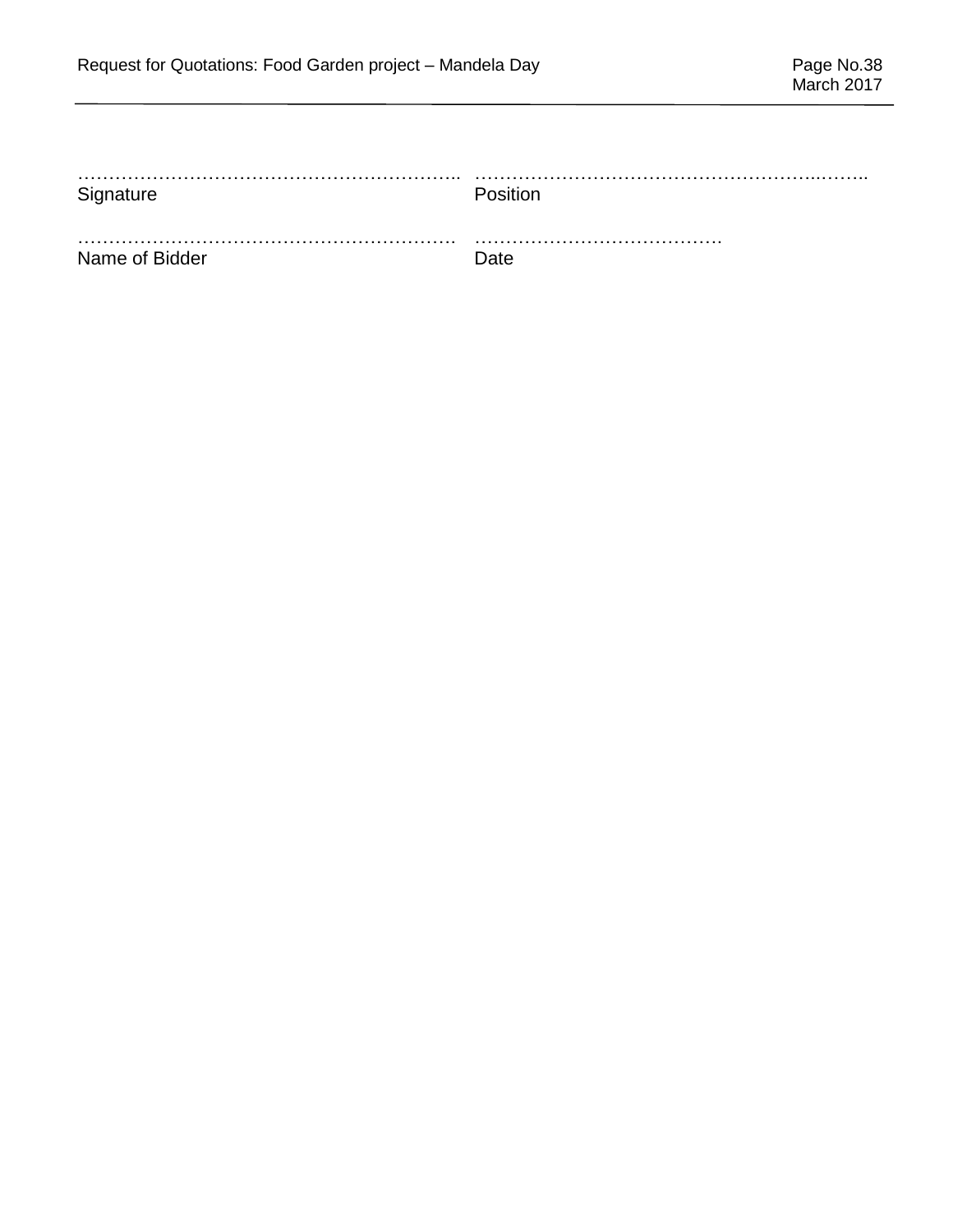| ……………………………………………………….. | ………………………………………………..…….. |
|---|---|
| Signature | Position |
| ………………………………………………………. | …………………………………. |
| Name of Bidder | Date |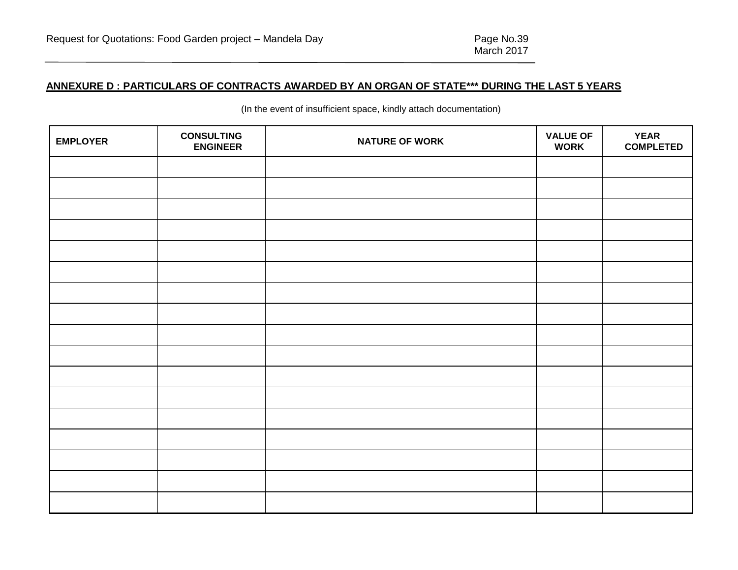**ANNEXURE D : PARTICULARS OF CONTRACTS AWARDED BY AN ORGAN OF STATE*** DURING THE LAST 5 YEARS**

(In the event of insufficient space, kindly attach documentation)

| EMPLOYER | CONSULTING ENGINEER | NATURE OF WORK | VALUE OF WORK | YEAR COMPLETED |
|---|---|---|---|---|
| | | | | |
| | | | | |
| | | | | |
| | | | | |
| | | | | |
| | | | | |
| | | | | |
| | | | | |
| | | | | |
| | | | | |
| | | | | |
| | | | | |
| | | | | |
| | | | | |
| | | | | |
| | | | | |
| | | | | |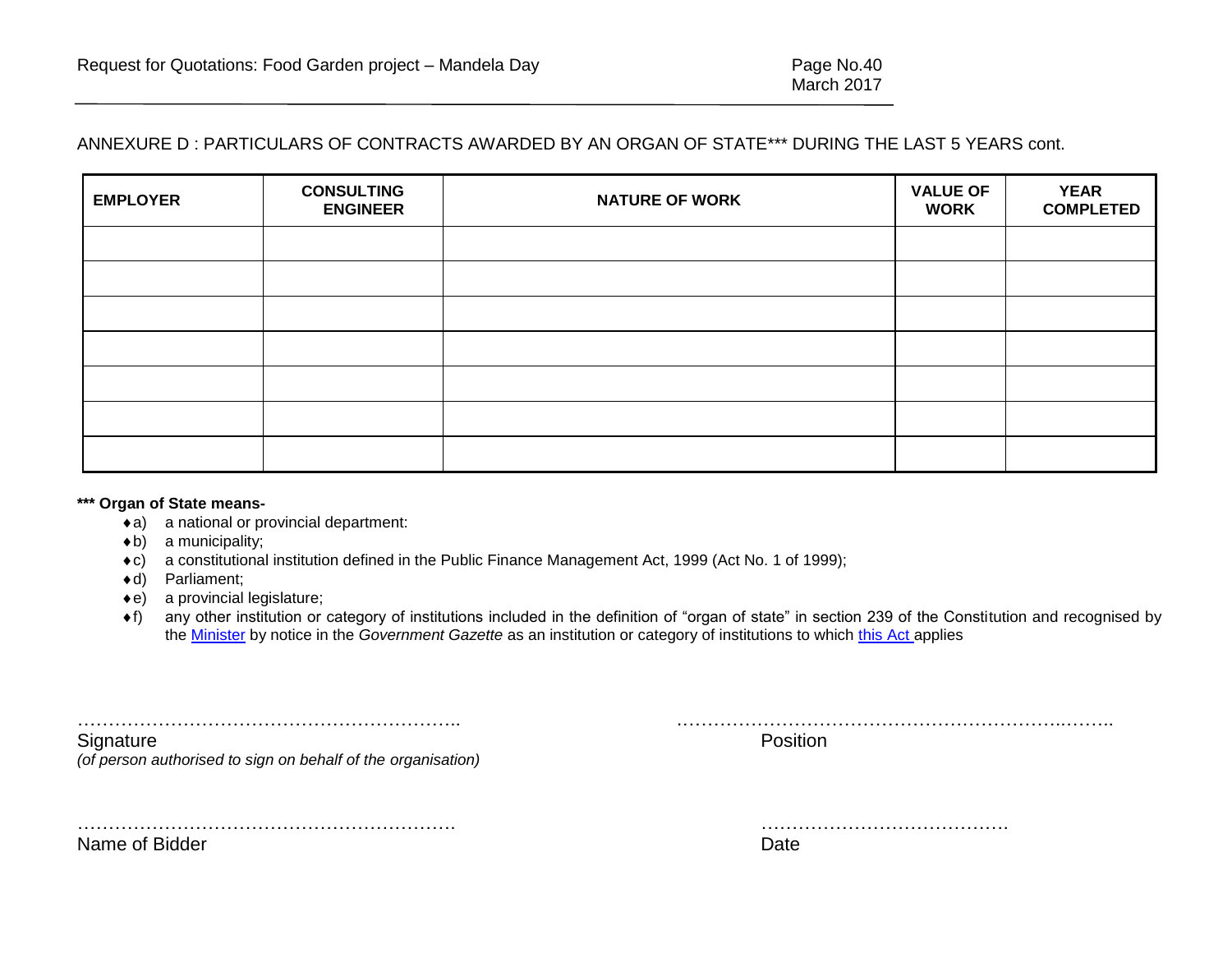ANNEXURE D : PARTICULARS OF CONTRACTS AWARDED BY AN ORGAN OF STATE*** DURING THE LAST 5 YEARS cont.

| EMPLOYER | CONSULTING ENGINEER | NATURE OF WORK | VALUE OF WORK | YEAR COMPLETED |
|---|---|---|---|---|
| | | | | |
| | | | | |
| | | | | |
| | | | | |
| | | | | |
| | | | | |
| | | | | |

**\*\*\* Organ of State means-**

- a) a national or provincial department:
- b) a municipality;
- c) a constitutional institution defined in the Public Finance Management Act, 1999 (Act No. 1 of 1999);
- d) Parliament;
- e) a provincial legislature;
- f) any other institution or category of institutions included in the definition of "organ of state" in section 239 of the Constitution and recognised by the Minister by notice in the *Government Gazette* as an institution or category of institutions to which this Act applies

……………………………………………………..
Signature
*(of person authorised to sign on behalf of the organisation)*

……………………………………………………..
Position

……………………………………………………..
Name of Bidder

…………………………………
Date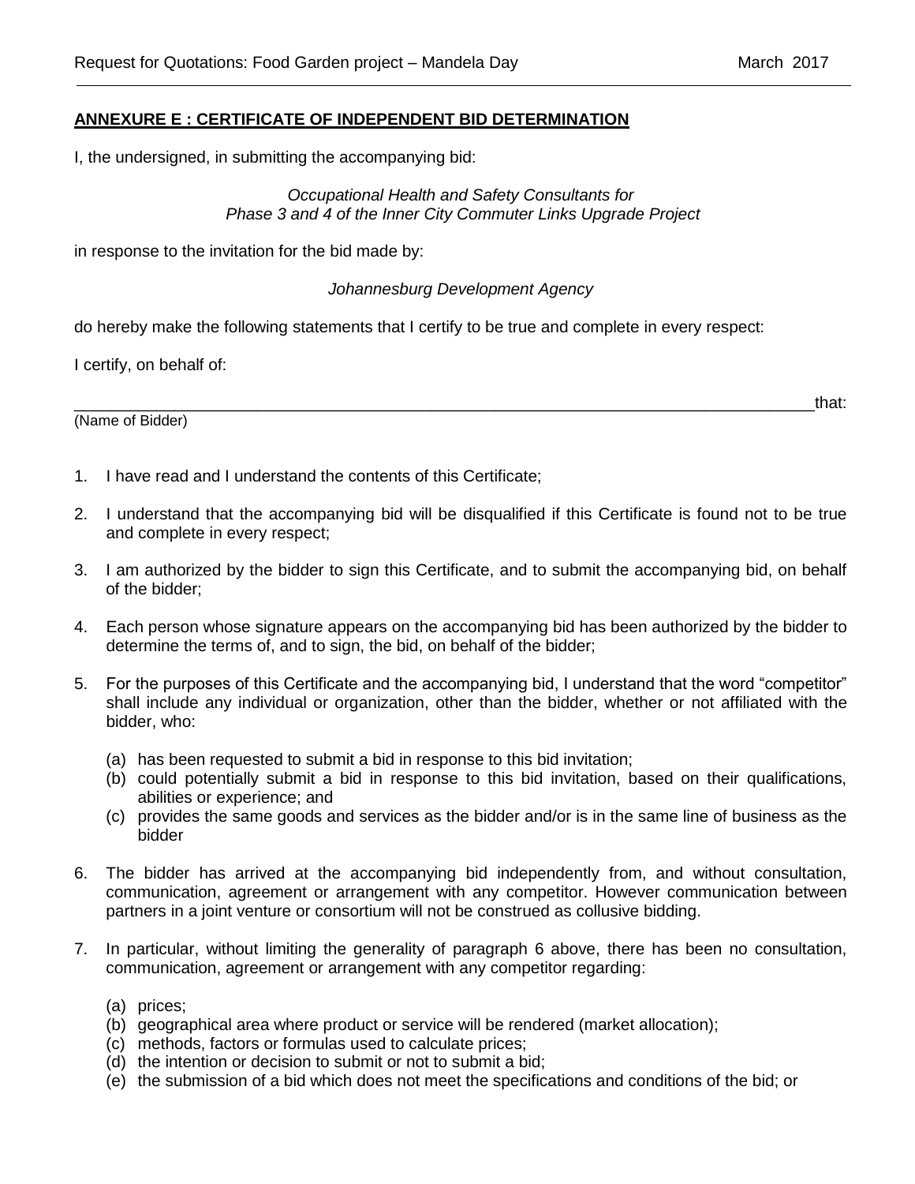## ANNEXURE E : CERTIFICATE OF INDEPENDENT BID DETERMINATION

I, the undersigned, in submitting the accompanying bid:

*Occupational Health and Safety Consultants for*
*Phase 3 and 4 of the Inner City Commuter Links Upgrade Project*

in response to the invitation for the bid made by:

*Johannesburg Development Agency*

do hereby make the following statements that I certify to be true and complete in every respect:

I certify, on behalf of:

_____________________________________________________________________________________that:
(Name of Bidder)

1. I have read and I understand the contents of this Certificate;
2. I understand that the accompanying bid will be disqualified if this Certificate is found not to be true and complete in every respect;
3. I am authorized by the bidder to sign this Certificate, and to submit the accompanying bid, on behalf of the bidder;
4. Each person whose signature appears on the accompanying bid has been authorized by the bidder to determine the terms of, and to sign, the bid, on behalf of the bidder;
5. For the purposes of this Certificate and the accompanying bid, I understand that the word "competitor" shall include any individual or organization, other than the bidder, whether or not affiliated with the bidder, who:
   (a) has been requested to submit a bid in response to this bid invitation;
   (b) could potentially submit a bid in response to this bid invitation, based on their qualifications, abilities or experience; and
   (c) provides the same goods and services as the bidder and/or is in the same line of business as the bidder
6. The bidder has arrived at the accompanying bid independently from, and without consultation, communication, agreement or arrangement with any competitor. However communication between partners in a joint venture or consortium will not be construed as collusive bidding.
7. In particular, without limiting the generality of paragraph 6 above, there has been no consultation, communication, agreement or arrangement with any competitor regarding:
   (a) prices;
   (b) geographical area where product or service will be rendered (market allocation);
   (c) methods, factors or formulas used to calculate prices;
   (d) the intention or decision to submit or not to submit a bid;
   (e) the submission of a bid which does not meet the specifications and conditions of the bid; or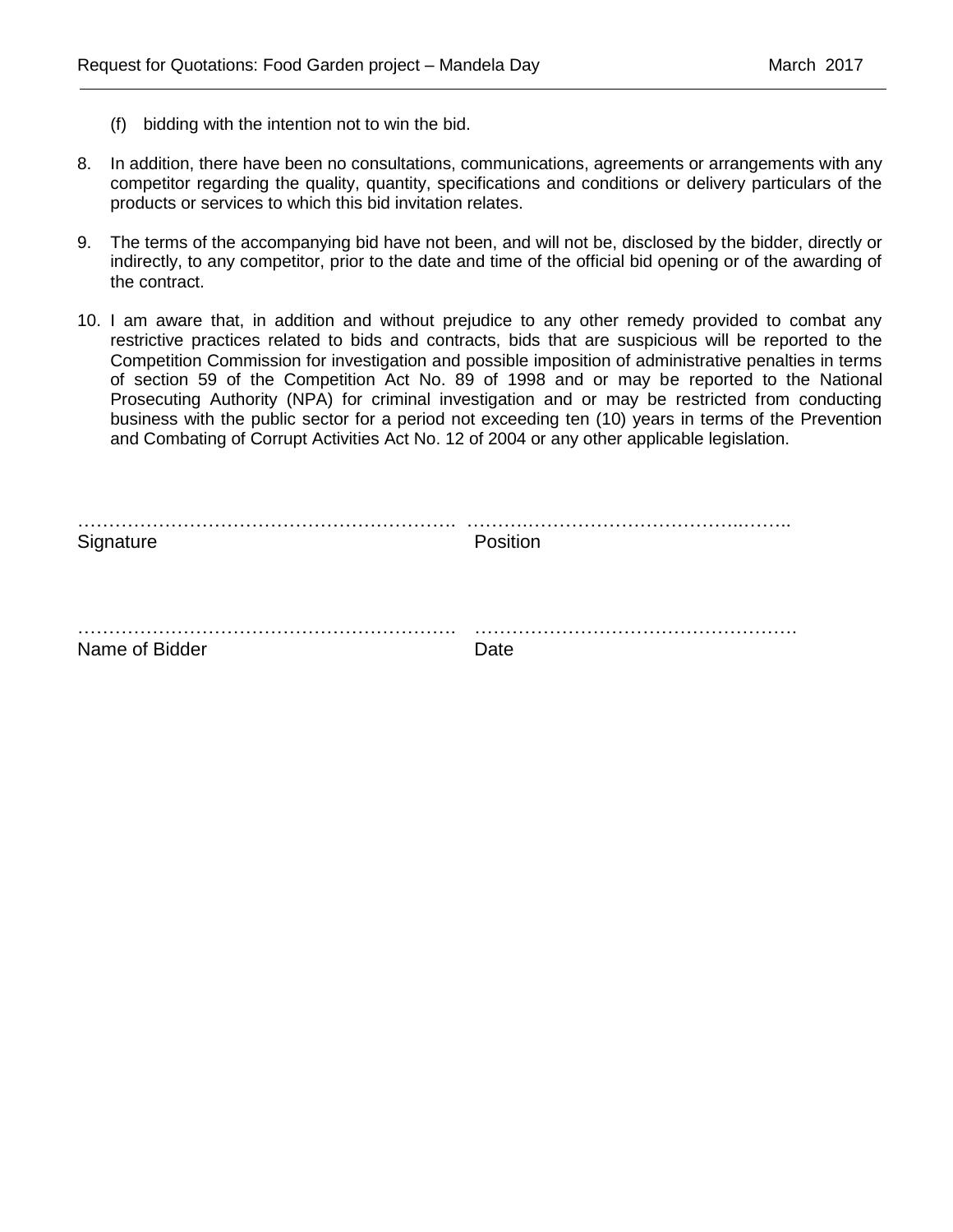(f) bidding with the intention not to win the bid.

8. In addition, there have been no consultations, communications, agreements or arrangements with any competitor regarding the quality, quantity, specifications and conditions or delivery particulars of the products or services to which this bid invitation relates.

9. The terms of the accompanying bid have not been, and will not be, disclosed by the bidder, directly or indirectly, to any competitor, prior to the date and time of the official bid opening or of the awarding of the contract.

10. I am aware that, in addition and without prejudice to any other remedy provided to combat any restrictive practices related to bids and contracts, bids that are suspicious will be reported to the Competition Commission for investigation and possible imposition of administrative penalties in terms of section 59 of the Competition Act No. 89 of 1998 and or may be reported to the National Prosecuting Authority (NPA) for criminal investigation and or may be restricted from conducting business with the public sector for a period not exceeding ten (10) years in terms of the Prevention and Combating of Corrupt Activities Act No. 12 of 2004 or any other applicable legislation.

| | |
|---|---|
| ……………………………………………………. | …………………………………………..…….. |
| Signature | Position |
| ……………………………………………………. | ……………………………………………. |
| Name of Bidder | Date |